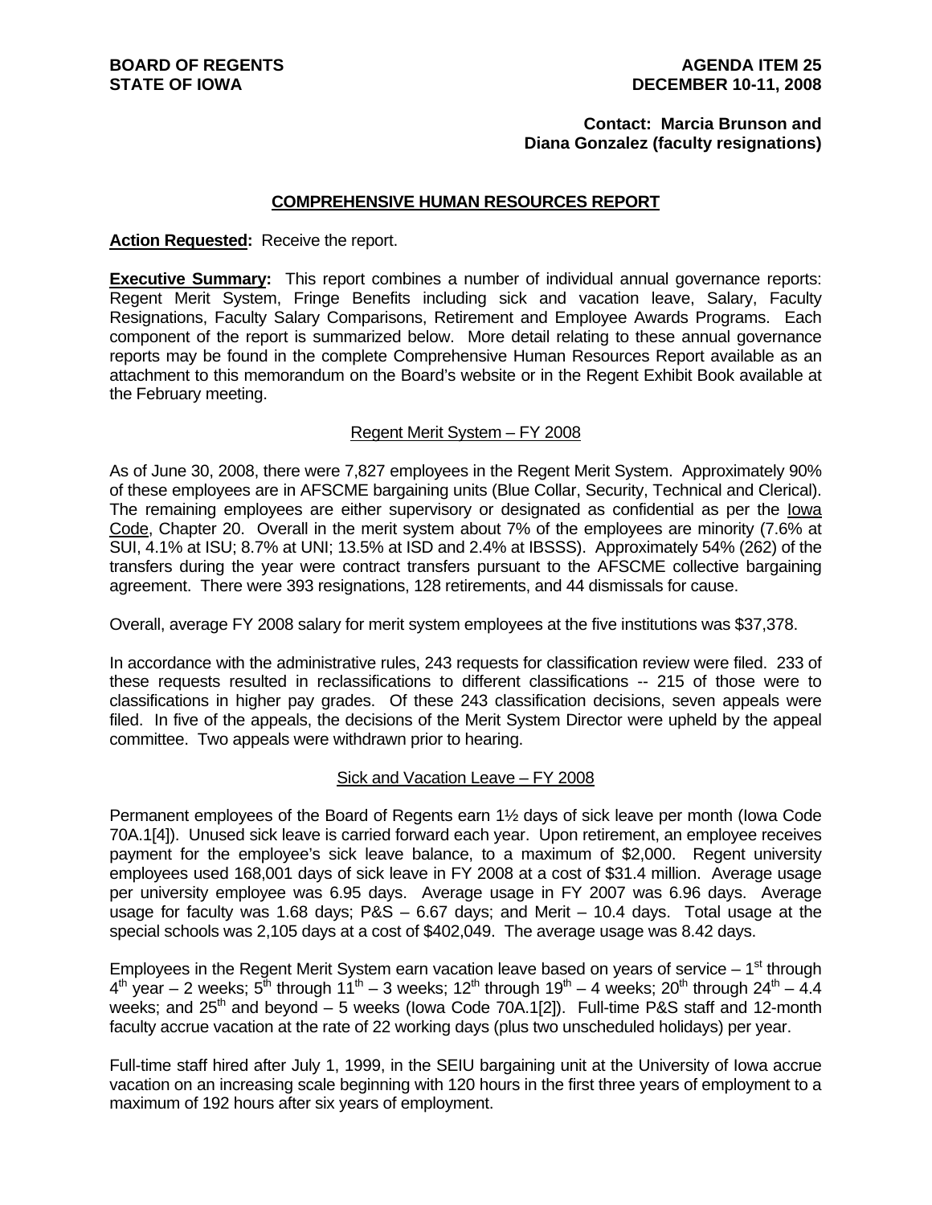**BOARD OF REGENTS**
**STATE OF IOWA**

**AGENDA ITEM 25**
**DECEMBER 10-11, 2008**

**Contact: Marcia Brunson and Diana Gonzalez (faculty resignations)**

## COMPREHENSIVE HUMAN RESOURCES REPORT

**Action Requested:** Receive the report.

**Executive Summary:** This report combines a number of individual annual governance reports: Regent Merit System, Fringe Benefits including sick and vacation leave, Salary, Faculty Resignations, Faculty Salary Comparisons, Retirement and Employee Awards Programs. Each component of the report is summarized below. More detail relating to these annual governance reports may be found in the complete Comprehensive Human Resources Report available as an attachment to this memorandum on the Board's website or in the Regent Exhibit Book available at the February meeting.

### Regent Merit System – FY 2008

As of June 30, 2008, there were 7,827 employees in the Regent Merit System. Approximately 90% of these employees are in AFSCME bargaining units (Blue Collar, Security, Technical and Clerical). The remaining employees are either supervisory or designated as confidential as per the Iowa Code, Chapter 20. Overall in the merit system about 7% of the employees are minority (7.6% at SUI, 4.1% at ISU; 8.7% at UNI; 13.5% at ISD and 2.4% at IBSSS). Approximately 54% (262) of the transfers during the year were contract transfers pursuant to the AFSCME collective bargaining agreement. There were 393 resignations, 128 retirements, and 44 dismissals for cause.

Overall, average FY 2008 salary for merit system employees at the five institutions was $37,378.

In accordance with the administrative rules, 243 requests for classification review were filed. 233 of these requests resulted in reclassifications to different classifications -- 215 of those were to classifications in higher pay grades. Of these 243 classification decisions, seven appeals were filed. In five of the appeals, the decisions of the Merit System Director were upheld by the appeal committee. Two appeals were withdrawn prior to hearing.

### Sick and Vacation Leave – FY 2008

Permanent employees of the Board of Regents earn 1½ days of sick leave per month (Iowa Code 70A.1[4]). Unused sick leave is carried forward each year. Upon retirement, an employee receives payment for the employee's sick leave balance, to a maximum of $2,000. Regent university employees used 168,001 days of sick leave in FY 2008 at a cost of $31.4 million. Average usage per university employee was 6.95 days. Average usage in FY 2007 was 6.96 days. Average usage for faculty was 1.68 days; P&S – 6.67 days; and Merit – 10.4 days. Total usage at the special schools was 2,105 days at a cost of $402,049. The average usage was 8.42 days.

Employees in the Regent Merit System earn vacation leave based on years of service – 1st through 4th year – 2 weeks; 5th through 11th – 3 weeks; 12th through 19th – 4 weeks; 20th through 24th – 4.4 weeks; and 25th and beyond – 5 weeks (Iowa Code 70A.1[2]). Full-time P&S staff and 12-month faculty accrue vacation at the rate of 22 working days (plus two unscheduled holidays) per year.

Full-time staff hired after July 1, 1999, in the SEIU bargaining unit at the University of Iowa accrue vacation on an increasing scale beginning with 120 hours in the first three years of employment to a maximum of 192 hours after six years of employment.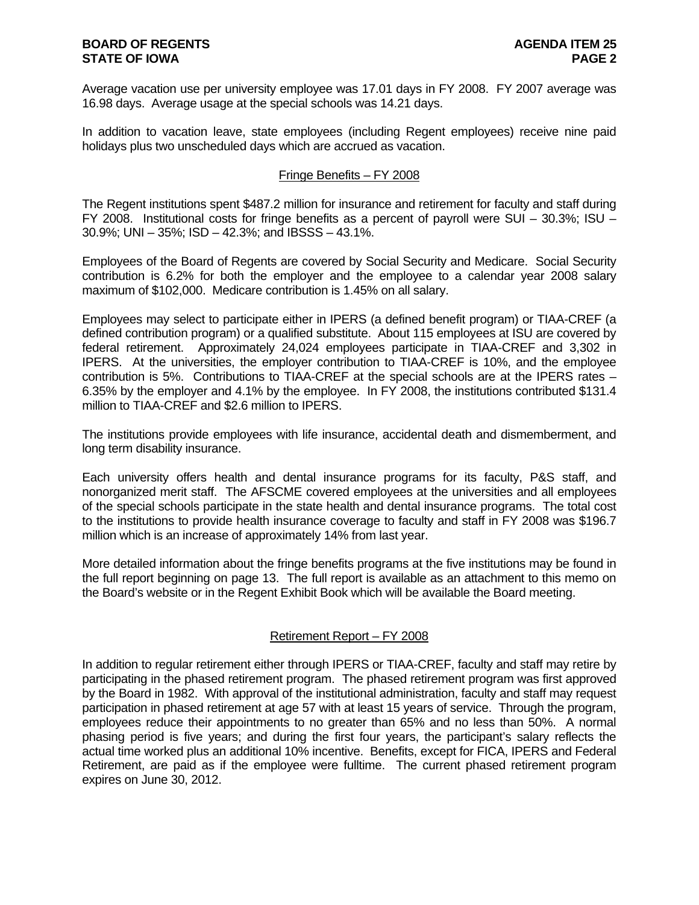Average vacation use per university employee was 17.01 days in FY 2008. FY 2007 average was 16.98 days. Average usage at the special schools was 14.21 days.

In addition to vacation leave, state employees (including Regent employees) receive nine paid holidays plus two unscheduled days which are accrued as vacation.

## Fringe Benefits – FY 2008

The Regent institutions spent $487.2 million for insurance and retirement for faculty and staff during FY 2008. Institutional costs for fringe benefits as a percent of payroll were SUI – 30.3%; ISU – 30.9%; UNI – 35%; ISD – 42.3%; and IBSSS – 43.1%.

Employees of the Board of Regents are covered by Social Security and Medicare. Social Security contribution is 6.2% for both the employer and the employee to a calendar year 2008 salary maximum of $102,000. Medicare contribution is 1.45% on all salary.

Employees may select to participate either in IPERS (a defined benefit program) or TIAA-CREF (a defined contribution program) or a qualified substitute. About 115 employees at ISU are covered by federal retirement. Approximately 24,024 employees participate in TIAA-CREF and 3,302 in IPERS. At the universities, the employer contribution to TIAA-CREF is 10%, and the employee contribution is 5%. Contributions to TIAA-CREF at the special schools are at the IPERS rates – 6.35% by the employer and 4.1% by the employee. In FY 2008, the institutions contributed $131.4 million to TIAA-CREF and $2.6 million to IPERS.

The institutions provide employees with life insurance, accidental death and dismemberment, and long term disability insurance.

Each university offers health and dental insurance programs for its faculty, P&S staff, and nonorganized merit staff. The AFSCME covered employees at the universities and all employees of the special schools participate in the state health and dental insurance programs. The total cost to the institutions to provide health insurance coverage to faculty and staff in FY 2008 was $196.7 million which is an increase of approximately 14% from last year.

More detailed information about the fringe benefits programs at the five institutions may be found in the full report beginning on page 13. The full report is available as an attachment to this memo on the Board's website or in the Regent Exhibit Book which will be available the Board meeting.

## Retirement Report – FY 2008

In addition to regular retirement either through IPERS or TIAA-CREF, faculty and staff may retire by participating in the phased retirement program. The phased retirement program was first approved by the Board in 1982. With approval of the institutional administration, faculty and staff may request participation in phased retirement at age 57 with at least 15 years of service. Through the program, employees reduce their appointments to no greater than 65% and no less than 50%. A normal phasing period is five years; and during the first four years, the participant's salary reflects the actual time worked plus an additional 10% incentive. Benefits, except for FICA, IPERS and Federal Retirement, are paid as if the employee were fulltime. The current phased retirement program expires on June 30, 2012.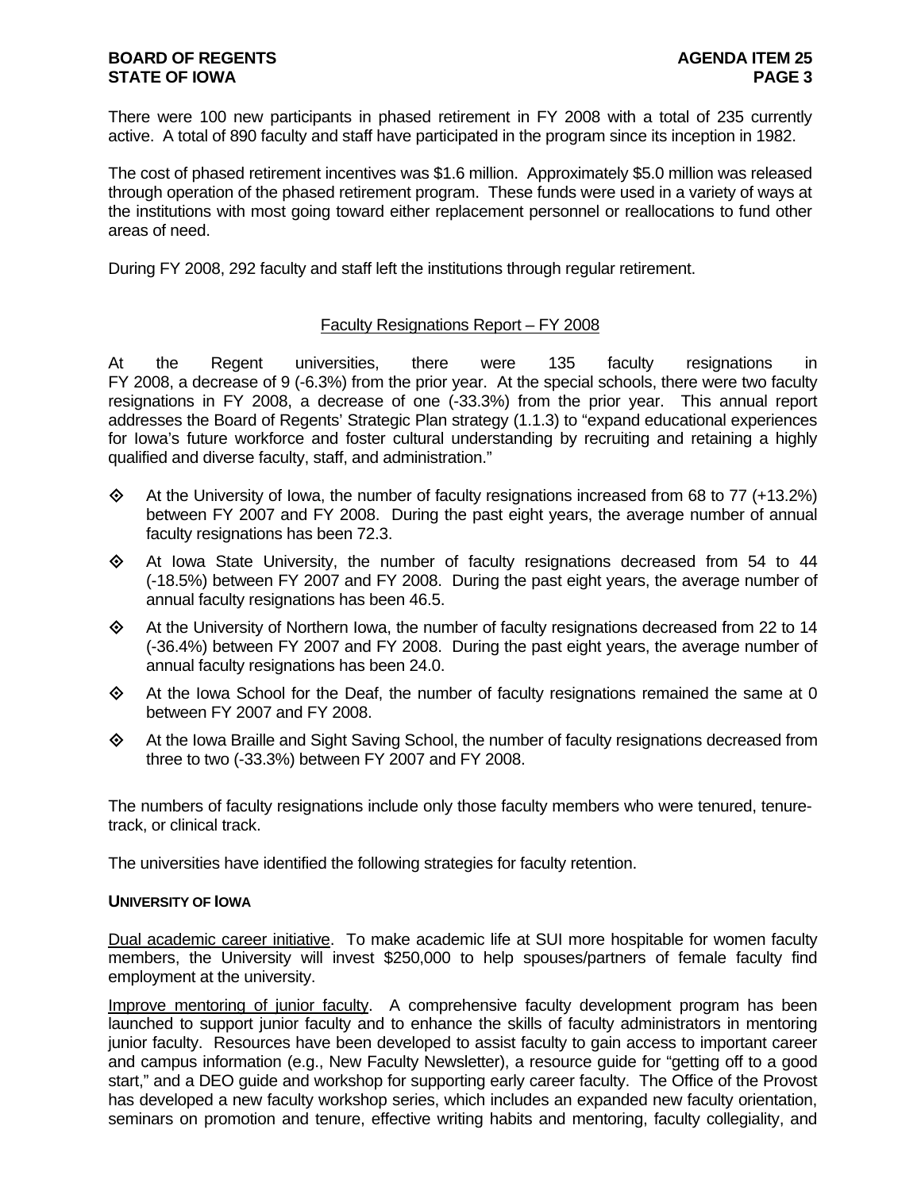There were 100 new participants in phased retirement in FY 2008 with a total of 235 currently active. A total of 890 faculty and staff have participated in the program since its inception in 1982.

The cost of phased retirement incentives was $1.6 million. Approximately $5.0 million was released through operation of the phased retirement program. These funds were used in a variety of ways at the institutions with most going toward either replacement personnel or reallocations to fund other areas of need.

During FY 2008, 292 faculty and staff left the institutions through regular retirement.

## Faculty Resignations Report – FY 2008

At the Regent universities, there were 135 faculty resignations in FY 2008, a decrease of 9 (-6.3%) from the prior year. At the special schools, there were two faculty resignations in FY 2008, a decrease of one (-33.3%) from the prior year. This annual report addresses the Board of Regents' Strategic Plan strategy (1.1.3) to "expand educational experiences for Iowa's future workforce and foster cultural understanding by recruiting and retaining a highly qualified and diverse faculty, staff, and administration."

- At the University of Iowa, the number of faculty resignations increased from 68 to 77 (+13.2%) between FY 2007 and FY 2008. During the past eight years, the average number of annual faculty resignations has been 72.3.
- At Iowa State University, the number of faculty resignations decreased from 54 to 44 (-18.5%) between FY 2007 and FY 2008. During the past eight years, the average number of annual faculty resignations has been 46.5.
- At the University of Northern Iowa, the number of faculty resignations decreased from 22 to 14 (-36.4%) between FY 2007 and FY 2008. During the past eight years, the average number of annual faculty resignations has been 24.0.
- At the Iowa School for the Deaf, the number of faculty resignations remained the same at 0 between FY 2007 and FY 2008.
- At the Iowa Braille and Sight Saving School, the number of faculty resignations decreased from three to two (-33.3%) between FY 2007 and FY 2008.

The numbers of faculty resignations include only those faculty members who were tenured, tenure-track, or clinical track.

The universities have identified the following strategies for faculty retention.

### UNIVERSITY OF IOWA

Dual academic career initiative. To make academic life at SUI more hospitable for women faculty members, the University will invest $250,000 to help spouses/partners of female faculty find employment at the university.

Improve mentoring of junior faculty. A comprehensive faculty development program has been launched to support junior faculty and to enhance the skills of faculty administrators in mentoring junior faculty. Resources have been developed to assist faculty to gain access to important career and campus information (e.g., New Faculty Newsletter), a resource guide for "getting off to a good start," and a DEO guide and workshop for supporting early career faculty. The Office of the Provost has developed a new faculty workshop series, which includes an expanded new faculty orientation, seminars on promotion and tenure, effective writing habits and mentoring, faculty collegiality, and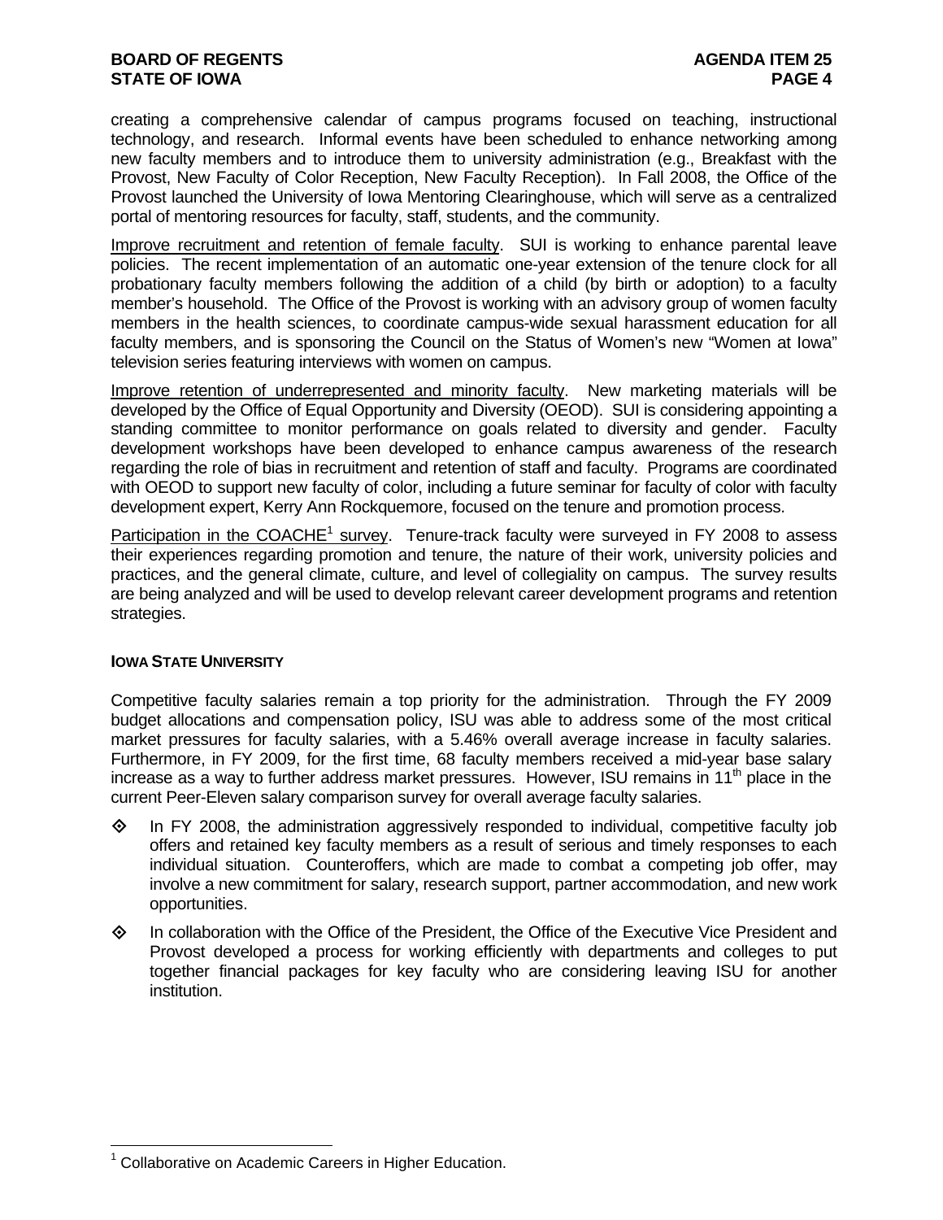creating a comprehensive calendar of campus programs focused on teaching, instructional technology, and research. Informal events have been scheduled to enhance networking among new faculty members and to introduce them to university administration (e.g., Breakfast with the Provost, New Faculty of Color Reception, New Faculty Reception). In Fall 2008, the Office of the Provost launched the University of Iowa Mentoring Clearinghouse, which will serve as a centralized portal of mentoring resources for faculty, staff, students, and the community.

<u>Improve recruitment and retention of female faculty</u>. SUI is working to enhance parental leave policies. The recent implementation of an automatic one-year extension of the tenure clock for all probationary faculty members following the addition of a child (by birth or adoption) to a faculty member's household. The Office of the Provost is working with an advisory group of women faculty members in the health sciences, to coordinate campus-wide sexual harassment education for all faculty members, and is sponsoring the Council on the Status of Women's new "Women at Iowa" television series featuring interviews with women on campus.

<u>Improve retention of underrepresented and minority faculty</u>. New marketing materials will be developed by the Office of Equal Opportunity and Diversity (OEOD). SUI is considering appointing a standing committee to monitor performance on goals related to diversity and gender. Faculty development workshops have been developed to enhance campus awareness of the research regarding the role of bias in recruitment and retention of staff and faculty. Programs are coordinated with OEOD to support new faculty of color, including a future seminar for faculty of color with faculty development expert, Kerry Ann Rockquemore, focused on the tenure and promotion process.

<u>Participation in the COACHE[1] survey</u>. Tenure-track faculty were surveyed in FY 2008 to assess their experiences regarding promotion and tenure, the nature of their work, university policies and practices, and the general climate, culture, and level of collegiality on campus. The survey results are being analyzed and will be used to develop relevant career development programs and retention strategies.

**IOWA STATE UNIVERSITY**

Competitive faculty salaries remain a top priority for the administration. Through the FY 2009 budget allocations and compensation policy, ISU was able to address some of the most critical market pressures for faculty salaries, with a 5.46% overall average increase in faculty salaries. Furthermore, in FY 2009, for the first time, 68 faculty members received a mid-year base salary increase as a way to further address market pressures. However, ISU remains in 11th place in the current Peer-Eleven salary comparison survey for overall average faculty salaries.

- In FY 2008, the administration aggressively responded to individual, competitive faculty job offers and retained key faculty members as a result of serious and timely responses to each individual situation. Counteroffers, which are made to combat a competing job offer, may involve a new commitment for salary, research support, partner accommodation, and new work opportunities.
- In collaboration with the Office of the President, the Office of the Executive Vice President and Provost developed a process for working efficiently with departments and colleges to put together financial packages for key faculty who are considering leaving ISU for another institution.

[1] Collaborative on Academic Careers in Higher Education.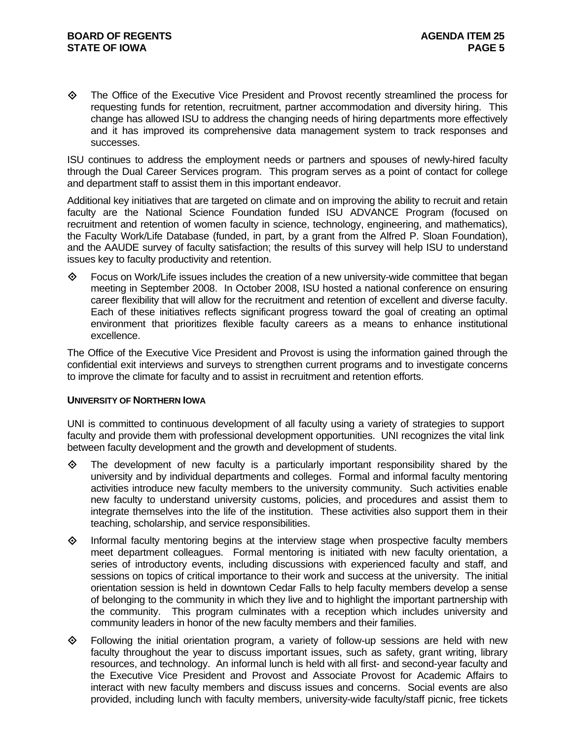- The Office of the Executive Vice President and Provost recently streamlined the process for requesting funds for retention, recruitment, partner accommodation and diversity hiring. This change has allowed ISU to address the changing needs of hiring departments more effectively and it has improved its comprehensive data management system to track responses and successes.

ISU continues to address the employment needs or partners and spouses of newly-hired faculty through the Dual Career Services program. This program serves as a point of contact for college and department staff to assist them in this important endeavor.

Additional key initiatives that are targeted on climate and on improving the ability to recruit and retain faculty are the National Science Foundation funded ISU ADVANCE Program (focused on recruitment and retention of women faculty in science, technology, engineering, and mathematics), the Faculty Work/Life Database (funded, in part, by a grant from the Alfred P. Sloan Foundation), and the AAUDE survey of faculty satisfaction; the results of this survey will help ISU to understand issues key to faculty productivity and retention.

- Focus on Work/Life issues includes the creation of a new university-wide committee that began meeting in September 2008. In October 2008, ISU hosted a national conference on ensuring career flexibility that will allow for the recruitment and retention of excellent and diverse faculty. Each of these initiatives reflects significant progress toward the goal of creating an optimal environment that prioritizes flexible faculty careers as a means to enhance institutional excellence.

The Office of the Executive Vice President and Provost is using the information gained through the confidential exit interviews and surveys to strengthen current programs and to investigate concerns to improve the climate for faculty and to assist in recruitment and retention efforts.

### UNIVERSITY OF NORTHERN IOWA

UNI is committed to continuous development of all faculty using a variety of strategies to support faculty and provide them with professional development opportunities. UNI recognizes the vital link between faculty development and the growth and development of students.

- The development of new faculty is a particularly important responsibility shared by the university and by individual departments and colleges. Formal and informal faculty mentoring activities introduce new faculty members to the university community. Such activities enable new faculty to understand university customs, policies, and procedures and assist them to integrate themselves into the life of the institution. These activities also support them in their teaching, scholarship, and service responsibilities.
- Informal faculty mentoring begins at the interview stage when prospective faculty members meet department colleagues. Formal mentoring is initiated with new faculty orientation, a series of introductory events, including discussions with experienced faculty and staff, and sessions on topics of critical importance to their work and success at the university. The initial orientation session is held in downtown Cedar Falls to help faculty members develop a sense of belonging to the community in which they live and to highlight the important partnership with the community. This program culminates with a reception which includes university and community leaders in honor of the new faculty members and their families.
- Following the initial orientation program, a variety of follow-up sessions are held with new faculty throughout the year to discuss important issues, such as safety, grant writing, library resources, and technology. An informal lunch is held with all first- and second-year faculty and the Executive Vice President and Provost and Associate Provost for Academic Affairs to interact with new faculty members and discuss issues and concerns. Social events are also provided, including lunch with faculty members, university-wide faculty/staff picnic, free tickets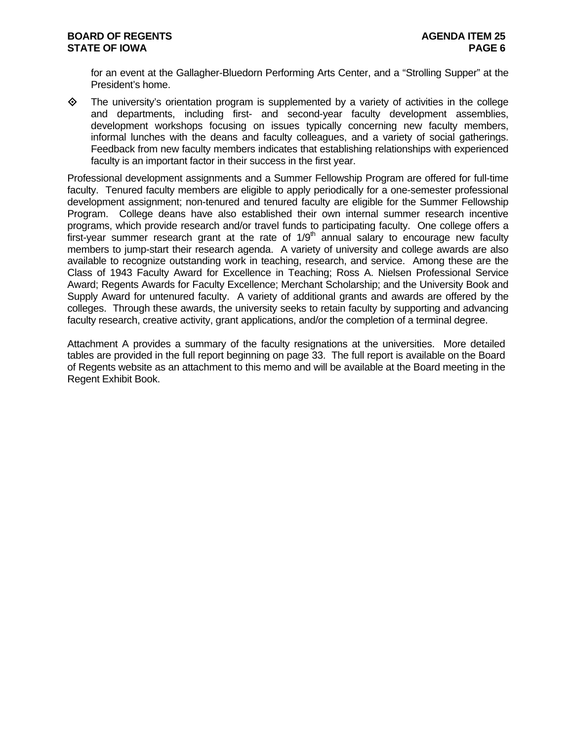for an event at the Gallagher-Bluedorn Performing Arts Center, and a "Strolling Supper" at the President's home.

- The university's orientation program is supplemented by a variety of activities in the college and departments, including first- and second-year faculty development assemblies, development workshops focusing on issues typically concerning new faculty members, informal lunches with the deans and faculty colleagues, and a variety of social gatherings. Feedback from new faculty members indicates that establishing relationships with experienced faculty is an important factor in their success in the first year.

Professional development assignments and a Summer Fellowship Program are offered for full-time faculty. Tenured faculty members are eligible to apply periodically for a one-semester professional development assignment; non-tenured and tenured faculty are eligible for the Summer Fellowship Program. College deans have also established their own internal summer research incentive programs, which provide research and/or travel funds to participating faculty. One college offers a first-year summer research grant at the rate of 1/9th annual salary to encourage new faculty members to jump-start their research agenda. A variety of university and college awards are also available to recognize outstanding work in teaching, research, and service. Among these are the Class of 1943 Faculty Award for Excellence in Teaching; Ross A. Nielsen Professional Service Award; Regents Awards for Faculty Excellence; Merchant Scholarship; and the University Book and Supply Award for untenured faculty. A variety of additional grants and awards are offered by the colleges. Through these awards, the university seeks to retain faculty by supporting and advancing faculty research, creative activity, grant applications, and/or the completion of a terminal degree.

Attachment A provides a summary of the faculty resignations at the universities. More detailed tables are provided in the full report beginning on page 33. The full report is available on the Board of Regents website as an attachment to this memo and will be available at the Board meeting in the Regent Exhibit Book.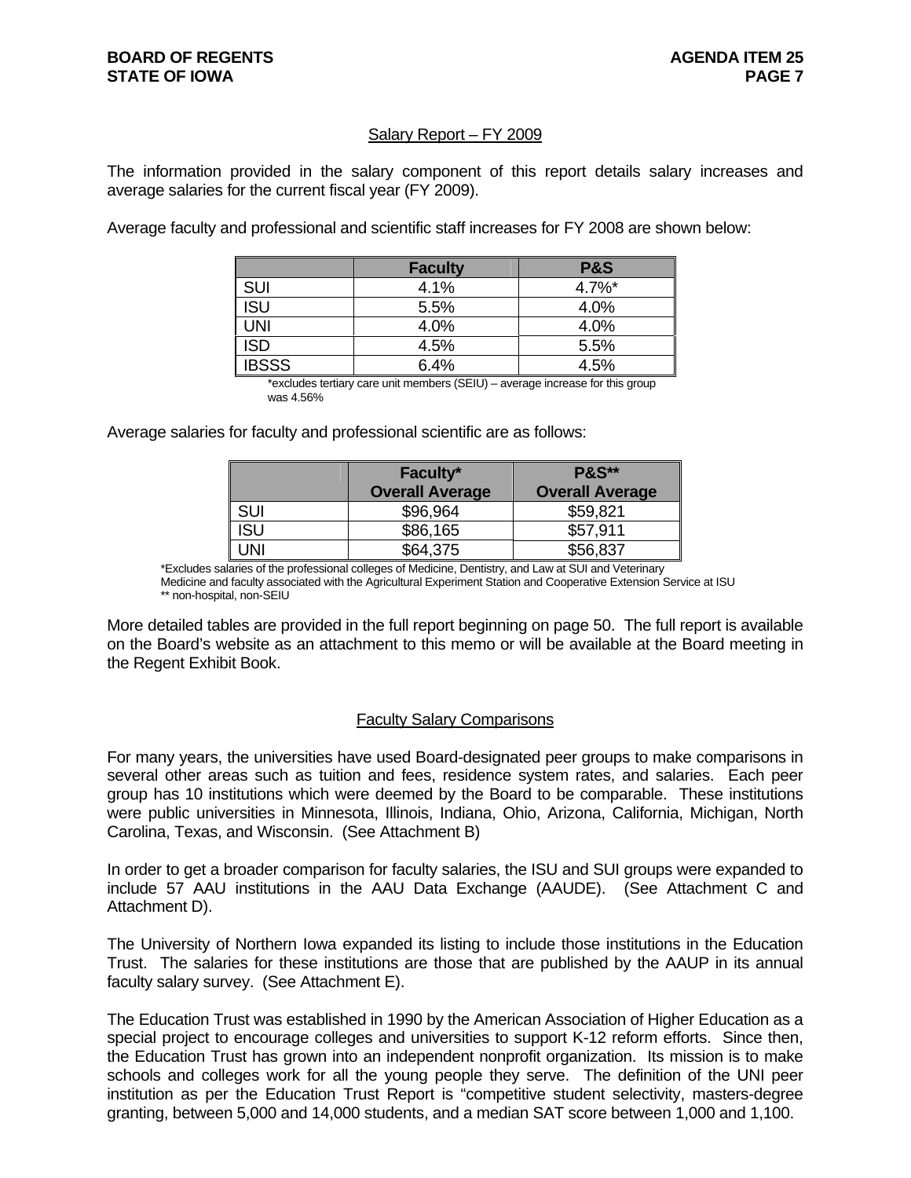## Salary Report – FY 2009

The information provided in the salary component of this report details salary increases and average salaries for the current fiscal year (FY 2009).

Average faculty and professional and scientific staff increases for FY 2008 are shown below:

| | Faculty | P&S |
|---|---|---|
| SUI | 4.1% | 4.7%* |
| ISU | 5.5% | 4.0% |
| UNI | 4.0% | 4.0% |
| ISD | 4.5% | 5.5% |
| IBSSS | 6.4% | 4.5% |

*excludes tertiary care unit members (SEIU) – average increase for this group was 4.56%

Average salaries for faculty and professional scientific are as follows:

| | Faculty* Overall Average | P&S** Overall Average |
|---|---|---|
| SUI | $96,964 | $59,821 |
| ISU | $86,165 | $57,911 |
| UNI | $64,375 | $56,837 |

*Excludes salaries of the professional colleges of Medicine, Dentistry, and Law at SUI and Veterinary Medicine and faculty associated with the Agricultural Experiment Station and Cooperative Extension Service at ISU
** non-hospital, non-SEIU

More detailed tables are provided in the full report beginning on page 50. The full report is available on the Board's website as an attachment to this memo or will be available at the Board meeting in the Regent Exhibit Book.

## Faculty Salary Comparisons

For many years, the universities have used Board-designated peer groups to make comparisons in several other areas such as tuition and fees, residence system rates, and salaries. Each peer group has 10 institutions which were deemed by the Board to be comparable. These institutions were public universities in Minnesota, Illinois, Indiana, Ohio, Arizona, California, Michigan, North Carolina, Texas, and Wisconsin. (See Attachment B)

In order to get a broader comparison for faculty salaries, the ISU and SUI groups were expanded to include 57 AAU institutions in the AAU Data Exchange (AAUDE). (See Attachment C and Attachment D).

The University of Northern Iowa expanded its listing to include those institutions in the Education Trust. The salaries for these institutions are those that are published by the AAUP in its annual faculty salary survey. (See Attachment E).

The Education Trust was established in 1990 by the American Association of Higher Education as a special project to encourage colleges and universities to support K-12 reform efforts. Since then, the Education Trust has grown into an independent nonprofit organization. Its mission is to make schools and colleges work for all the young people they serve. The definition of the UNI peer institution as per the Education Trust Report is "competitive student selectivity, masters-degree granting, between 5,000 and 14,000 students, and a median SAT score between 1,000 and 1,100.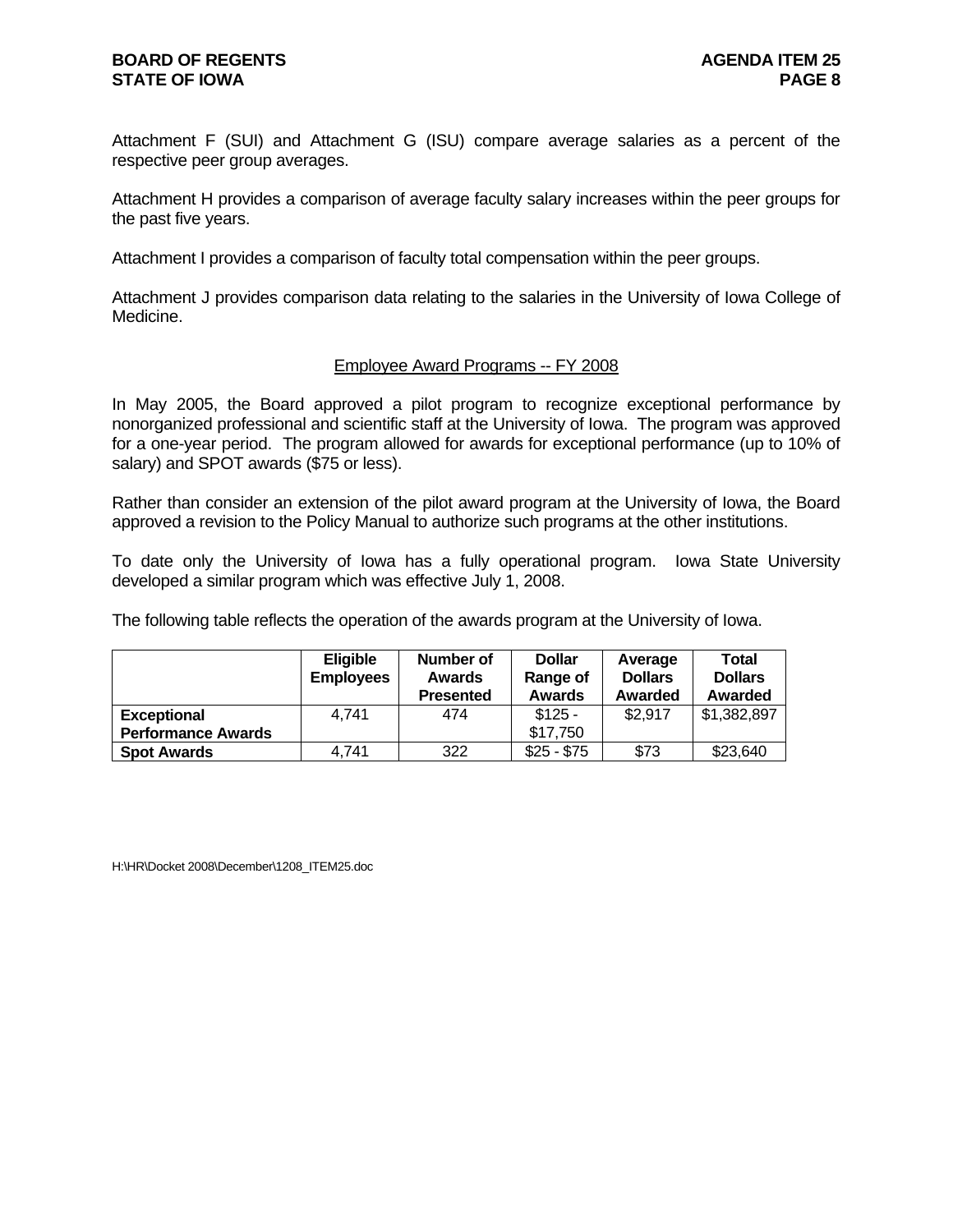Attachment F (SUI) and Attachment G (ISU) compare average salaries as a percent of the respective peer group averages.

Attachment H provides a comparison of average faculty salary increases within the peer groups for the past five years.

Attachment I provides a comparison of faculty total compensation within the peer groups.

Attachment J provides comparison data relating to the salaries in the University of Iowa College of Medicine.

## Employee Award Programs -- FY 2008

In May 2005, the Board approved a pilot program to recognize exceptional performance by nonorganized professional and scientific staff at the University of Iowa. The program was approved for a one-year period. The program allowed for awards for exceptional performance (up to 10% of salary) and SPOT awards ($75 or less).

Rather than consider an extension of the pilot award program at the University of Iowa, the Board approved a revision to the Policy Manual to authorize such programs at the other institutions.

To date only the University of Iowa has a fully operational program. Iowa State University developed a similar program which was effective July 1, 2008.

The following table reflects the operation of the awards program at the University of Iowa.

| | Eligible Employees | Number of Awards Presented | Dollar Range of Awards | Average Dollars Awarded | Total Dollars Awarded |
|---|---|---|---|---|---|
| **Exceptional Performance Awards** | 4,741 | 474 | $125 - $17,750 | $2,917 | $1,382,897 |
| **Spot Awards** | 4,741 | 322 | $25 - $75 | $73 | $23,640 |

H:\HR\Docket 2008\December\1208_ITEM25.doc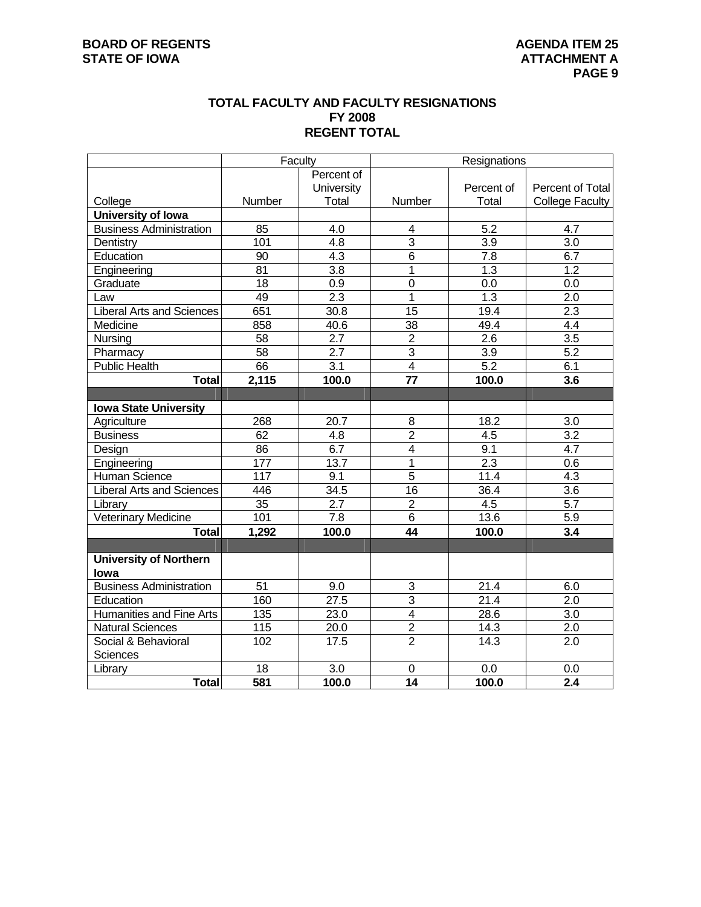BOARD OF REGENTS
STATE OF IOWA

AGENDA ITEM 25
ATTACHMENT A

## TOTAL FACULTY AND FACULTY RESIGNATIONS
## FY 2008
## REGENT TOTAL

| College | Faculty | | Resignations | | |
|---|---|---|---|---|---|
| | Number | Percent of University Total | Number | Percent of Total | Percent of Total College Faculty |
| **University of Iowa** | | | | | |
| Business Administration | 85 | 4.0 | 4 | 5.2 | 4.7 |
| Dentistry | 101 | 4.8 | 3 | 3.9 | 3.0 |
| Education | 90 | 4.3 | 6 | 7.8 | 6.7 |
| Engineering | 81 | 3.8 | 1 | 1.3 | 1.2 |
| Graduate | 18 | 0.9 | 0 | 0.0 | 0.0 |
| Law | 49 | 2.3 | 1 | 1.3 | 2.0 |
| Liberal Arts and Sciences | 651 | 30.8 | 15 | 19.4 | 2.3 |
| Medicine | 858 | 40.6 | 38 | 49.4 | 4.4 |
| Nursing | 58 | 2.7 | 2 | 2.6 | 3.5 |
| Pharmacy | 58 | 2.7 | 3 | 3.9 | 5.2 |
| Public Health | 66 | 3.1 | 4 | 5.2 | 6.1 |
| **Total** | **2,115** | **100.0** | **77** | **100.0** | **3.6** |
| | | | | | |
| **Iowa State University** | | | | | |
| Agriculture | 268 | 20.7 | 8 | 18.2 | 3.0 |
| Business | 62 | 4.8 | 2 | 4.5 | 3.2 |
| Design | 86 | 6.7 | 4 | 9.1 | 4.7 |
| Engineering | 177 | 13.7 | 1 | 2.3 | 0.6 |
| Human Science | 117 | 9.1 | 5 | 11.4 | 4.3 |
| Liberal Arts and Sciences | 446 | 34.5 | 16 | 36.4 | 3.6 |
| Library | 35 | 2.7 | 2 | 4.5 | 5.7 |
| Veterinary Medicine | 101 | 7.8 | 6 | 13.6 | 5.9 |
| **Total** | **1,292** | **100.0** | **44** | **100.0** | **3.4** |
| | | | | | |
| **University of Northern Iowa** | | | | | |
| Business Administration | 51 | 9.0 | 3 | 21.4 | 6.0 |
| Education | 160 | 27.5 | 3 | 21.4 | 2.0 |
| Humanities and Fine Arts | 135 | 23.0 | 4 | 28.6 | 3.0 |
| Natural Sciences | 115 | 20.0 | 2 | 14.3 | 2.0 |
| Social & Behavioral Sciences | 102 | 17.5 | 2 | 14.3 | 2.0 |
| Library | 18 | 3.0 | 0 | 0.0 | 0.0 |
| **Total** | **581** | **100.0** | **14** | **100.0** | **2.4** |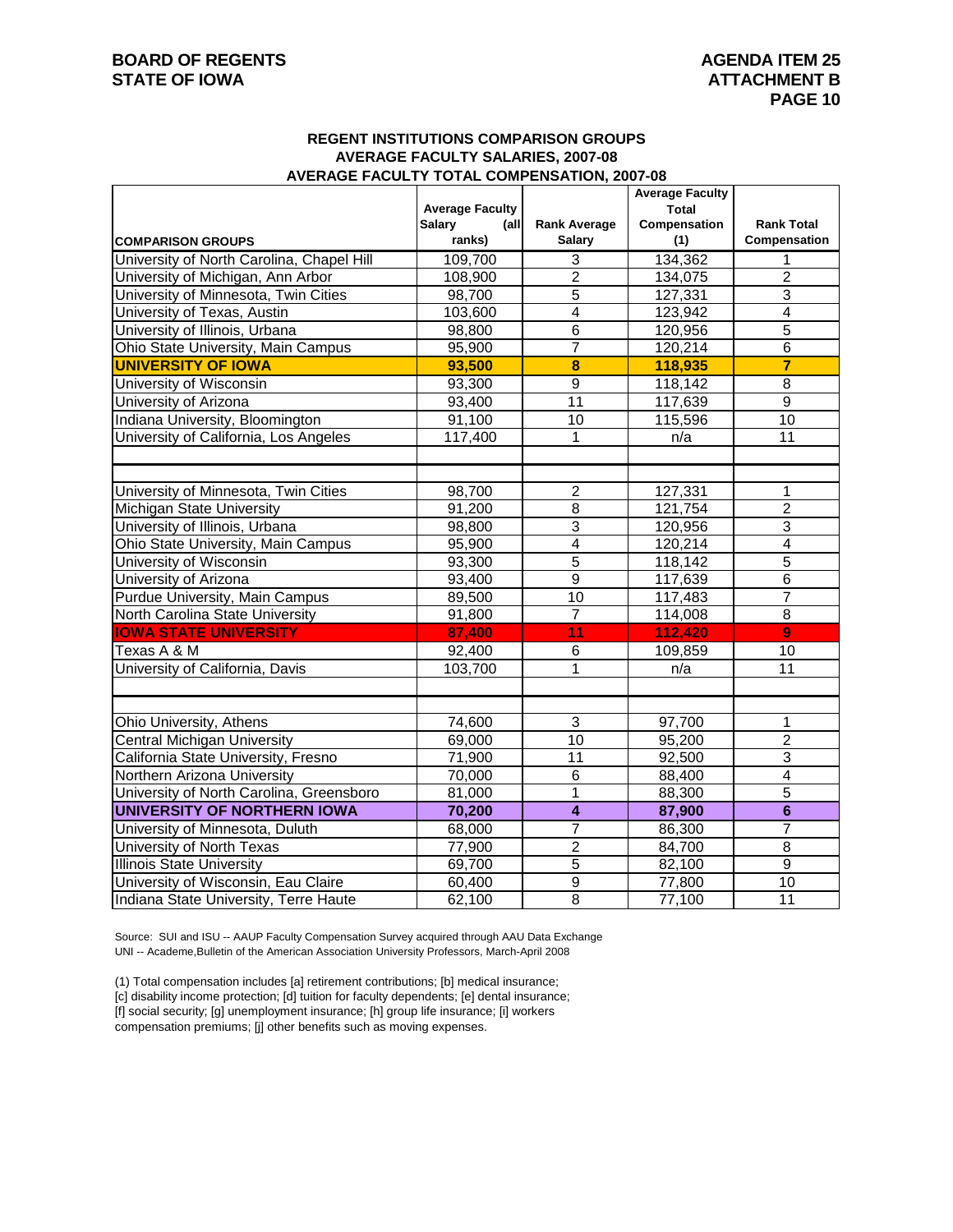**BOARD OF REGENTS**
**STATE OF IOWA**

**AGENDA ITEM 25**
**ATTACHMENT B**

## REGENT INSTITUTIONS COMPARISON GROUPS
## AVERAGE FACULTY SALARIES, 2007-08
## AVERAGE FACULTY TOTAL COMPENSATION, 2007-08

| COMPARISON GROUPS | Average Faculty Salary (all ranks) | Rank Average Salary | Average Faculty Total Compensation (1) | Rank Total Compensation |
|---|---|---|---|---|
| University of North Carolina, Chapel Hill | 109,700 | 3 | 134,362 | 1 |
| University of Michigan, Ann Arbor | 108,900 | 2 | 134,075 | 2 |
| University of Minnesota, Twin Cities | 98,700 | 5 | 127,331 | 3 |
| University of Texas, Austin | 103,600 | 4 | 123,942 | 4 |
| University of Illinois, Urbana | 98,800 | 6 | 120,956 | 5 |
| Ohio State University, Main Campus | 95,900 | 7 | 120,214 | 6 |
| **UNIVERSITY OF IOWA** | **93,500** | **8** | **118,935** | **7** |
| University of Wisconsin | 93,300 | 9 | 118,142 | 8 |
| University of Arizona | 93,400 | 11 | 117,639 | 9 |
| Indiana University, Bloomington | 91,100 | 10 | 115,596 | 10 |
| University of California, Los Angeles | 117,400 | 1 | n/a | 11 |
| | | | | |
| University of Minnesota, Twin Cities | 98,700 | 2 | 127,331 | 1 |
| Michigan State University | 91,200 | 8 | 121,754 | 2 |
| University of Illinois, Urbana | 98,800 | 3 | 120,956 | 3 |
| Ohio State University, Main Campus | 95,900 | 4 | 120,214 | 4 |
| University of Wisconsin | 93,300 | 5 | 118,142 | 5 |
| University of Arizona | 93,400 | 9 | 117,639 | 6 |
| Purdue University, Main Campus | 89,500 | 10 | 117,483 | 7 |
| North Carolina State University | 91,800 | 7 | 114,008 | 8 |
| **IOWA STATE UNIVERSITY** | **87,400** | **11** | **112,420** | **9** |
| Texas A & M | 92,400 | 6 | 109,859 | 10 |
| University of California, Davis | 103,700 | 1 | n/a | 11 |
| | | | | |
| Ohio University, Athens | 74,600 | 3 | 97,700 | 1 |
| Central Michigan University | 69,000 | 10 | 95,200 | 2 |
| California State University, Fresno | 71,900 | 11 | 92,500 | 3 |
| Northern Arizona University | 70,000 | 6 | 88,400 | 4 |
| University of North Carolina, Greensboro | 81,000 | 1 | 88,300 | 5 |
| **UNIVERSITY OF NORTHERN IOWA** | **70,200** | **4** | **87,900** | **6** |
| University of Minnesota, Duluth | 68,000 | 7 | 86,300 | 7 |
| University of North Texas | 77,900 | 2 | 84,700 | 8 |
| Illinois State University | 69,700 | 5 | 82,100 | 9 |
| University of Wisconsin, Eau Claire | 60,400 | 9 | 77,800 | 10 |
| Indiana State University, Terre Haute | 62,100 | 8 | 77,100 | 11 |

Source: SUI and ISU -- AAUP Faculty Compensation Survey acquired through AAU Data Exchange
UNI -- Academe,Bulletin of the American Association University Professors, March-April 2008

(1) Total compensation includes [a] retirement contributions; [b] medical insurance; [c] disability income protection; [d] tuition for faculty dependents; [e] dental insurance; [f] social security; [g] unemployment insurance; [h] group life insurance; [i] workers compensation premiums; [j] other benefits such as moving expenses.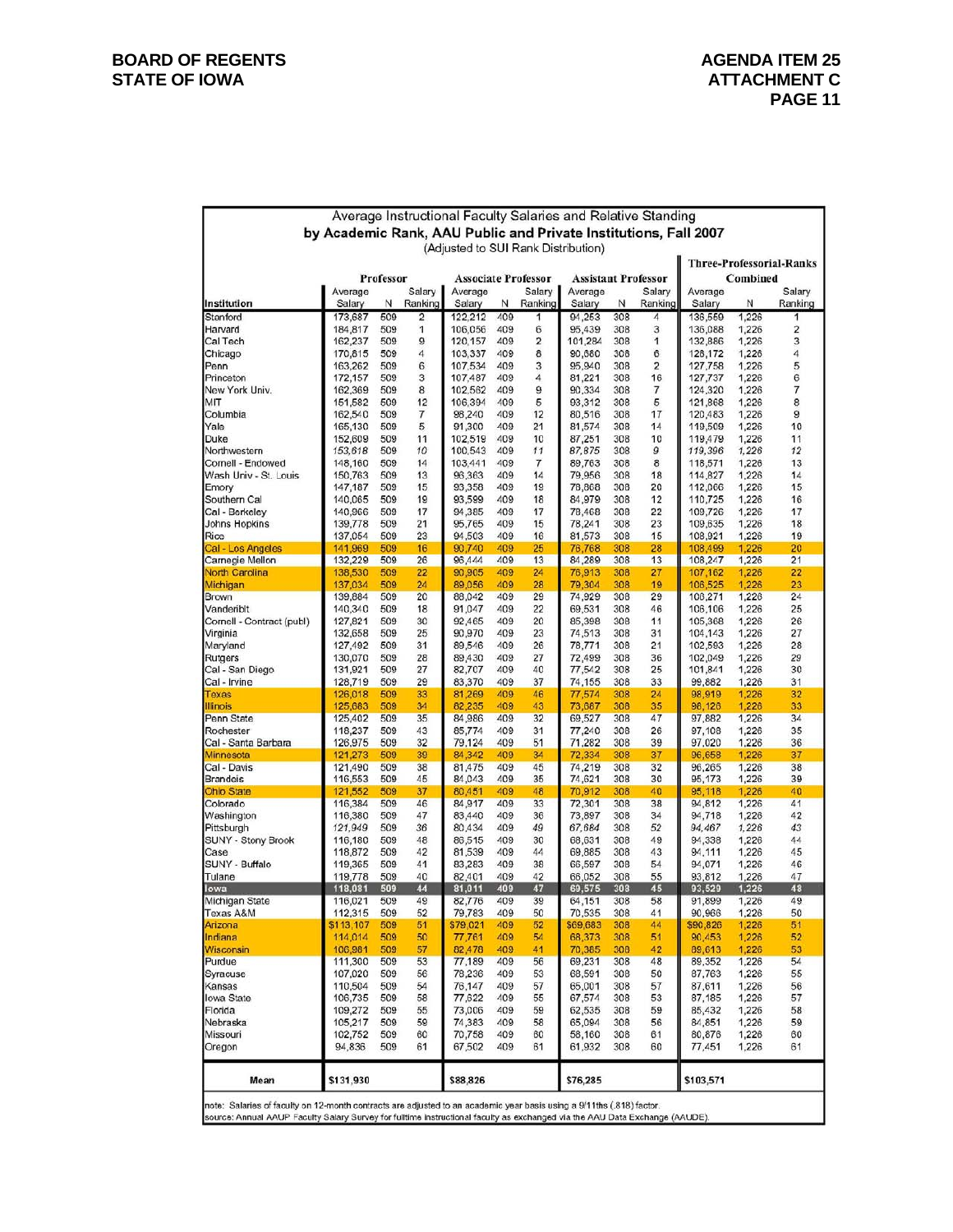## Average Instructional Faculty Salaries and Relative Standing by Academic Rank, AAU Public and Private Institutions, Fall 2007

(Adjusted to SUI Rank Distribution)

| | Professor | | | Associate Professor | | | Assistant Professor | | | Three-Professorial-Ranks Combined | | |
|---|---|---|---|---|---|---|---|---|---|---|---|---|
| Institution | Average Salary | N | Salary Ranking | Average Salary | N | Salary Ranking | Average Salary | N | Salary Ranking | Average Salary | N | Salary Ranking |
| Stanford | 173,687 | 509 | 2 | 122,212 | 409 | 1 | 94,253 | 308 | 4 | 138,559 | 1,226 | 1 |
| Harvard | 184,817 | 509 | 1 | 106,056 | 409 | 6 | 95,439 | 308 | 3 | 136,088 | 1,226 | 2 |
| Cal Tech | 162,237 | 509 | 9 | 120,157 | 409 | 2 | 101,284 | 308 | 1 | 132,886 | 1,226 | 3 |
| Chicago | 170,815 | 509 | 4 | 103,337 | 409 | 8 | 90,860 | 308 | 6 | 128,172 | 1,226 | 4 |
| Penn | 163,262 | 509 | 6 | 107,534 | 409 | 3 | 95,940 | 308 | 2 | 127,758 | 1,226 | 5 |
| Princeton | 172,157 | 509 | 3 | 107,487 | 409 | 4 | 81,221 | 308 | 16 | 127,737 | 1,226 | 6 |
| New York Univ. | 162,369 | 509 | 8 | 102,562 | 409 | 9 | 90,334 | 308 | 7 | 124,320 | 1,226 | 7 |
| MIT | 151,582 | 509 | 12 | 106,394 | 409 | 5 | 93,312 | 308 | 5 | 121,868 | 1,226 | 8 |
| Columbia | 162,540 | 509 | 7 | 98,240 | 409 | 12 | 80,516 | 308 | 17 | 120,483 | 1,226 | 9 |
| Yale | 165,130 | 509 | 5 | 91,300 | 409 | 21 | 81,574 | 308 | 14 | 119,509 | 1,226 | 10 |
| Duke | 152,609 | 509 | 11 | 102,519 | 409 | 10 | 87,251 | 308 | 10 | 119,479 | 1,226 | 11 |
| Northwestern | 153,618 | 509 | 10 | 100,543 | 409 | 11 | 87,875 | 308 | 9 | 119,396 | 1,226 | 12 |
| Cornell - Endowed | 148,160 | 509 | 14 | 103,441 | 409 | 7 | 89,763 | 308 | 8 | 118,571 | 1,226 | 13 |
| Wash Univ - St. Louis | 150,763 | 509 | 13 | 96,363 | 409 | 14 | 79,956 | 308 | 18 | 114,827 | 1,226 | 14 |
| Emory | 147,187 | 509 | 15 | 93,358 | 409 | 19 | 78,868 | 308 | 20 | 112,066 | 1,226 | 15 |
| Southern Cal | 140,065 | 509 | 19 | 93,599 | 409 | 18 | 84,979 | 308 | 12 | 110,725 | 1,226 | 16 |
| Cal - Berkeley | 140,966 | 509 | 17 | 94,385 | 409 | 17 | 78,468 | 308 | 22 | 109,726 | 1,226 | 17 |
| Johns Hopkins | 139,778 | 509 | 21 | 95,765 | 409 | 15 | 78,241 | 308 | 23 | 109,635 | 1,226 | 18 |
| Rice | 137,054 | 509 | 23 | 94,503 | 409 | 16 | 81,573 | 308 | 15 | 108,921 | 1,226 | 19 |
| Cal - Los Angeles | 141,969 | 509 | 16 | 90,740 | 409 | 25 | 76,768 | 308 | 28 | 108,499 | 1,226 | 20 |
| Carnegie Mellon | 132,229 | 509 | 26 | 96,444 | 409 | 13 | 84,289 | 308 | 13 | 108,247 | 1,226 | 21 |
| North Carolina | 138,530 | 509 | 22 | 90,905 | 409 | 24 | 76,913 | 308 | 27 | 107,162 | 1,226 | 22 |
| Michigan | 137,034 | 509 | 24 | 89,056 | 409 | 28 | 79,304 | 308 | 19 | 106,525 | 1,226 | 23 |
| Brown | 139,884 | 509 | 20 | 88,042 | 409 | 29 | 74,929 | 308 | 29 | 106,271 | 1,226 | 24 |
| Vanderbilt | 140,340 | 509 | 18 | 91,047 | 409 | 22 | 69,531 | 308 | 46 | 106,106 | 1,226 | 25 |
| Cornell - Contract (publ) | 127,821 | 509 | 30 | 92,465 | 409 | 20 | 85,398 | 308 | 11 | 105,368 | 1,226 | 26 |
| Virginia | 132,658 | 509 | 25 | 90,970 | 409 | 23 | 74,513 | 308 | 31 | 104,143 | 1,226 | 27 |
| Maryland | 127,492 | 509 | 31 | 89,546 | 409 | 26 | 78,771 | 308 | 21 | 102,583 | 1,226 | 28 |
| Rutgers | 130,070 | 509 | 28 | 89,430 | 409 | 27 | 72,499 | 308 | 36 | 102,049 | 1,226 | 29 |
| Cal - San Diego | 131,921 | 509 | 27 | 82,707 | 409 | 40 | 77,542 | 308 | 25 | 101,841 | 1,226 | 30 |
| Cal - Irvine | 128,719 | 509 | 29 | 83,370 | 409 | 37 | 74,155 | 308 | 33 | 99,882 | 1,226 | 31 |
| Texas | 126,018 | 509 | 33 | 81,269 | 409 | 46 | 77,574 | 308 | 24 | 98,919 | 1,226 | 32 |
| Illinois | 125,683 | 509 | 34 | 82,235 | 409 | 43 | 73,667 | 308 | 35 | 98,126 | 1,226 | 33 |
| Penn State | 125,402 | 509 | 35 | 84,986 | 409 | 32 | 69,527 | 308 | 47 | 97,882 | 1,226 | 34 |
| Rochester | 118,237 | 509 | 43 | 85,774 | 409 | 31 | 77,240 | 308 | 26 | 97,108 | 1,226 | 35 |
| Cal - Santa Barbara | 126,975 | 509 | 32 | 79,124 | 409 | 51 | 71,282 | 308 | 39 | 97,020 | 1,226 | 36 |
| Minnesota | 121,273 | 509 | 39 | 84,342 | 409 | 34 | 72,334 | 308 | 37 | 96,658 | 1,226 | 37 |
| Cal - Davis | 121,490 | 509 | 38 | 81,475 | 409 | 45 | 74,219 | 308 | 32 | 96,265 | 1,226 | 38 |
| Brandeis | 116,553 | 509 | 45 | 84,043 | 409 | 35 | 74,621 | 308 | 30 | 95,173 | 1,226 | 39 |
| Ohio State | 121,552 | 509 | 37 | 80,451 | 409 | 48 | 70,912 | 308 | 40 | 95,118 | 1,226 | 40 |
| Colorado | 116,384 | 509 | 46 | 84,917 | 409 | 33 | 72,301 | 308 | 38 | 94,812 | 1,226 | 41 |
| Washington | 116,380 | 509 | 47 | 83,440 | 409 | 36 | 73,897 | 308 | 34 | 94,718 | 1,226 | 42 |
| Pittsburgh | 121,949 | 509 | 36 | 80,434 | 409 | 49 | 67,684 | 308 | 52 | 94,467 | 1,226 | 43 |
| SUNY - Stony Brook | 116,180 | 509 | 48 | 86,515 | 409 | 30 | 68,631 | 308 | 49 | 94,338 | 1,226 | 44 |
| Case | 118,872 | 509 | 42 | 81,539 | 409 | 44 | 69,885 | 308 | 43 | 94,111 | 1,226 | 45 |
| SUNY - Buffalo | 119,365 | 509 | 41 | 83,283 | 409 | 38 | 66,597 | 308 | 54 | 94,071 | 1,226 | 46 |
| Tulane | 119,778 | 509 | 40 | 82,401 | 409 | 42 | 66,052 | 308 | 55 | 93,812 | 1,226 | 47 |
| Iowa | 118,081 | 509 | 44 | 81,011 | 409 | 47 | 69,575 | 308 | 45 | 93,529 | 1,226 | 48 |
| Michigan State | 116,021 | 509 | 49 | 82,776 | 409 | 39 | 64,151 | 308 | 58 | 91,899 | 1,226 | 49 |
| Texas A&M | 112,315 | 509 | 52 | 79,783 | 409 | 50 | 70,535 | 308 | 41 | 90,966 | 1,226 | 50 |
| Arizona | $113,107 | 509 | 51 | $79,021 | 409 | 52 | $69,683 | 308 | 44 | $90,826 | 1,226 | 51 |
| Indiana | 114,014 | 509 | 50 | 77,761 | 409 | 54 | 68,373 | 308 | 51 | 90,453 | 1,226 | 52 |
| Wisconsin | 106,981 | 509 | 57 | 82,478 | 409 | 41 | 70,365 | 308 | 42 | 89,613 | 1,226 | 53 |
| Purdue | 111,300 | 509 | 53 | 77,189 | 409 | 56 | 69,231 | 308 | 48 | 89,352 | 1,226 | 54 |
| Syracuse | 107,020 | 509 | 56 | 78,236 | 409 | 53 | 68,591 | 308 | 50 | 87,763 | 1,226 | 55 |
| Kansas | 110,504 | 509 | 54 | 76,147 | 409 | 57 | 65,001 | 308 | 57 | 87,611 | 1,226 | 56 |
| Iowa State | 106,735 | 509 | 58 | 77,622 | 409 | 55 | 67,574 | 308 | 53 | 87,185 | 1,226 | 57 |
| Florida | 109,272 | 509 | 55 | 73,006 | 409 | 59 | 62,535 | 308 | 59 | 85,432 | 1,226 | 58 |
| Nebraska | 105,217 | 509 | 59 | 74,383 | 409 | 58 | 65,094 | 308 | 56 | 84,851 | 1,226 | 59 |
| Missouri | 102,752 | 509 | 60 | 70,758 | 409 | 60 | 58,160 | 308 | 61 | 80,876 | 1,226 | 60 |
| Oregon | 94,836 | 509 | 61 | 67,502 | 409 | 61 | 61,932 | 308 | 60 | 77,451 | 1,226 | 61 |
| **Mean** | $131,930 | | | $88,826 | | | $76,285 | | | $103,571 | | |

note: Salaries of faculty on 12-month contracts are adjusted to an academic year basis using a 9/11ths (.818) factor.
source: Annual AAUP Faculty Salary Survey for fulltime instructional faculty as exchanged via the AAU Data Exchange (AAUDE).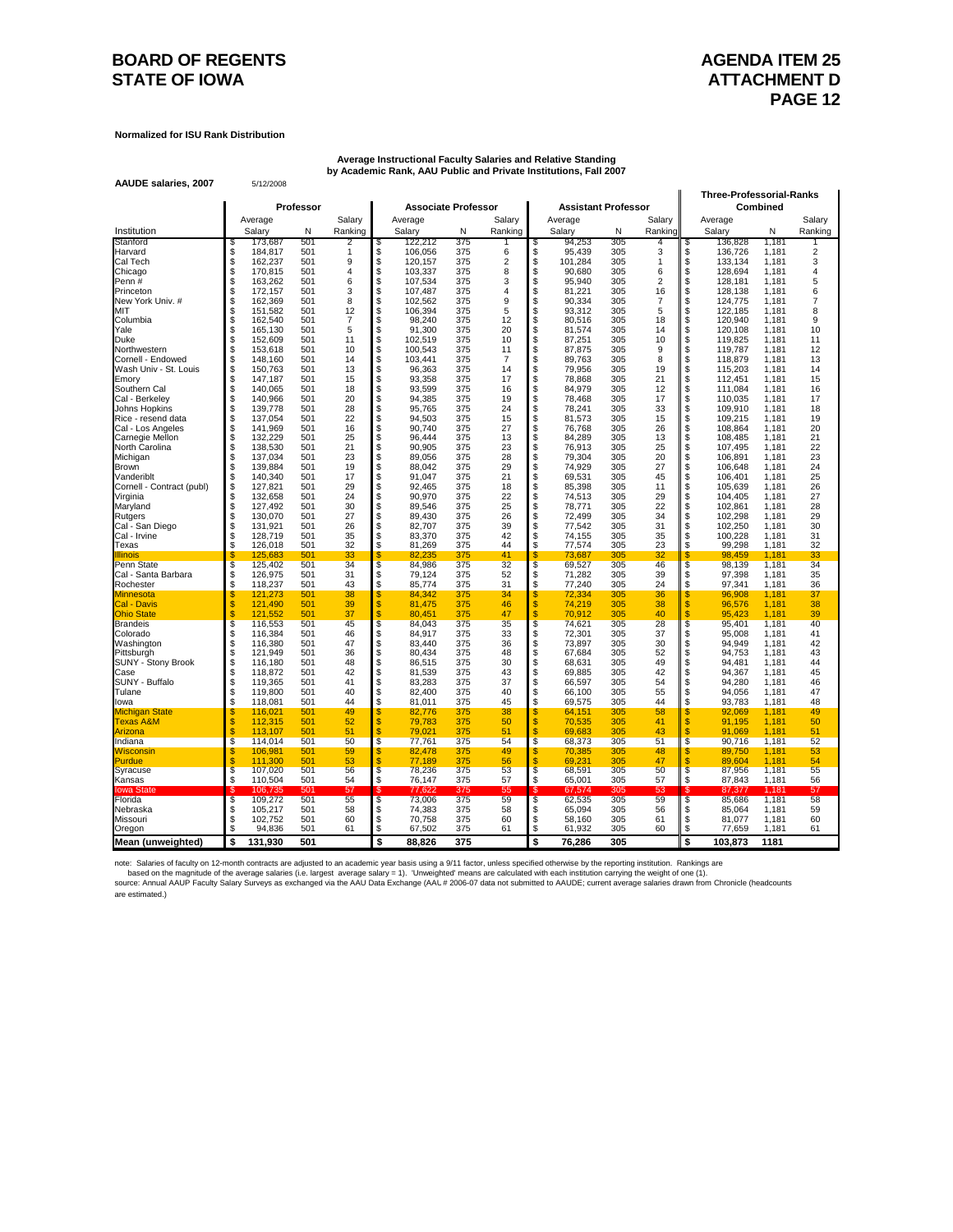# BOARD OF REGENTS
# STATE OF IOWA

# AGENDA ITEM 25
# ATTACHMENT D
# PAGE 12

**Normalized for ISU Rank Distribution**

**Average Instructional Faculty Salaries and Relative Standing by Academic Rank, AAU Public and Private Institutions, Fall 2007**

**AAUDE salaries, 2007** 5/12/2008

| Institution | Professor Average Salary | N | Salary Ranking | Associate Professor Average Salary | N | Salary Ranking | Assistant Professor Average Salary | N | Salary Ranking | Three-Professorial-Ranks Combined Average Salary | N | Salary Ranking |
|---|---|---|---|---|---|---|---|---|---|---|---|---|
| Stanford | $ 173,687 | 501 | 2 | $ 122,212 | 375 | 1 | $ 94,253 | 305 | 4 | $ 136,828 | 1,181 | 1 |
| Harvard | $ 184,817 | 501 | 1 | $ 106,056 | 375 | 6 | $ 95,439 | 305 | 3 | $ 136,726 | 1,181 | 2 |
| Cal Tech | $ 162,237 | 501 | 9 | $ 120,157 | 375 | 2 | $ 101,284 | 305 | 1 | $ 133,134 | 1,181 | 3 |
| Chicago | $ 170,815 | 501 | 4 | $ 103,337 | 375 | 8 | $ 90,680 | 305 | 6 | $ 128,694 | 1,181 | 4 |
| Penn # | $ 163,262 | 501 | 6 | $ 107,534 | 375 | 3 | $ 95,940 | 305 | 2 | $ 128,181 | 1,181 | 5 |
| Princeton | $ 172,157 | 501 | 3 | $ 107,487 | 375 | 4 | $ 81,221 | 305 | 16 | $ 128,138 | 1,181 | 6 |
| New York Univ. # | $ 162,369 | 501 | 8 | $ 102,562 | 375 | 9 | $ 90,334 | 305 | 7 | $ 124,775 | 1,181 | 7 |
| MIT | $ 151,582 | 501 | 12 | $ 106,394 | 375 | 5 | $ 93,312 | 305 | 5 | $ 122,185 | 1,181 | 8 |
| Columbia | $ 162,540 | 501 | 7 | $ 98,240 | 375 | 12 | $ 80,516 | 305 | 18 | $ 120,940 | 1,181 | 9 |
| Yale | $ 165,130 | 501 | 5 | $ 91,300 | 375 | 20 | $ 81,574 | 305 | 14 | $ 120,108 | 1,181 | 10 |
| Duke | $ 152,609 | 501 | 11 | $ 102,519 | 375 | 10 | $ 87,251 | 305 | 10 | $ 119,825 | 1,181 | 11 |
| Northwestern | $ 153,618 | 501 | 10 | $ 100,543 | 375 | 11 | $ 87,875 | 305 | 9 | $ 119,787 | 1,181 | 12 |
| Cornell - Endowed | $ 148,160 | 501 | 14 | $ 103,441 | 375 | 7 | $ 89,763 | 305 | 8 | $ 118,879 | 1,181 | 13 |
| Wash Univ - St. Louis | $ 150,763 | 501 | 13 | $ 96,363 | 375 | 14 | $ 79,956 | 305 | 19 | $ 115,203 | 1,181 | 14 |
| Emory | $ 147,187 | 501 | 15 | $ 93,358 | 375 | 17 | $ 78,868 | 305 | 21 | $ 112,451 | 1,181 | 15 |
| Southern Cal | $ 140,065 | 501 | 18 | $ 93,599 | 375 | 16 | $ 84,979 | 305 | 12 | $ 111,084 | 1,181 | 16 |
| Cal - Berkeley | $ 140,966 | 501 | 20 | $ 94,385 | 375 | 19 | $ 78,468 | 305 | 17 | $ 110,035 | 1,181 | 17 |
| Johns Hopkins | $ 139,778 | 501 | 28 | $ 95,765 | 375 | 24 | $ 78,241 | 305 | 33 | $ 109,910 | 1,181 | 18 |
| Rice - resend data | $ 137,054 | 501 | 22 | $ 94,503 | 375 | 15 | $ 81,573 | 305 | 15 | $ 109,215 | 1,181 | 19 |
| Cal - Los Angeles | $ 141,969 | 501 | 16 | $ 90,740 | 375 | 27 | $ 76,768 | 305 | 26 | $ 108,864 | 1,181 | 20 |
| Carnegie Mellon | $ 132,229 | 501 | 25 | $ 96,444 | 375 | 13 | $ 84,289 | 305 | 13 | $ 108,485 | 1,181 | 21 |
| North Carolina | $ 138,530 | 501 | 21 | $ 90,905 | 375 | 23 | $ 76,913 | 305 | 25 | $ 107,495 | 1,181 | 22 |
| Michigan | $ 137,034 | 501 | 23 | $ 89,056 | 375 | 28 | $ 79,304 | 305 | 20 | $ 106,891 | 1,181 | 23 |
| Brown | $ 139,884 | 501 | 19 | $ 88,042 | 375 | 29 | $ 74,929 | 305 | 27 | $ 106,648 | 1,181 | 24 |
| Vanderiblt | $ 140,340 | 501 | 17 | $ 91,047 | 375 | 21 | $ 69,531 | 305 | 45 | $ 106,401 | 1,181 | 25 |
| Cornell - Contract (publ) | $ 127,821 | 501 | 29 | $ 92,465 | 375 | 18 | $ 85,398 | 305 | 11 | $ 105,639 | 1,181 | 26 |
| Virginia | $ 132,658 | 501 | 24 | $ 90,970 | 375 | 22 | $ 74,513 | 305 | 29 | $ 104,405 | 1,181 | 27 |
| Maryland | $ 127,492 | 501 | 30 | $ 89,546 | 375 | 25 | $ 78,771 | 305 | 22 | $ 102,861 | 1,181 | 28 |
| Rutgers | $ 130,070 | 501 | 27 | $ 89,430 | 375 | 26 | $ 72,499 | 305 | 34 | $ 102,298 | 1,181 | 29 |
| Cal - San Diego | $ 131,921 | 501 | 26 | $ 82,707 | 375 | 39 | $ 77,542 | 305 | 31 | $ 102,250 | 1,181 | 30 |
| Cal - Irvine | $ 128,719 | 501 | 35 | $ 83,370 | 375 | 42 | $ 74,155 | 305 | 35 | $ 100,228 | 1,181 | 31 |
| Texas | $ 126,018 | 501 | 32 | $ 81,269 | 375 | 44 | $ 77,574 | 305 | 23 | $ 99,298 | 1,181 | 32 |
| Illinois | $ 125,683 | 501 | 33 | $ 82,235 | 375 | 41 | $ 73,687 | 305 | 32 | $ 98,459 | 1,181 | 33 |
| Penn State | $ 125,402 | 501 | 34 | $ 84,986 | 375 | 32 | $ 69,527 | 305 | 46 | $ 98,139 | 1,181 | 34 |
| Cal - Santa Barbara | $ 126,975 | 501 | 31 | $ 79,124 | 375 | 52 | $ 71,282 | 305 | 39 | $ 97,398 | 1,181 | 35 |
| Rochester | $ 118,237 | 501 | 43 | $ 85,774 | 375 | 31 | $ 77,240 | 305 | 24 | $ 97,341 | 1,181 | 36 |
| Minnesota | $ 121,273 | 501 | 38 | $ 84,342 | 375 | 34 | $ 72,334 | 305 | 36 | $ 96,908 | 1,181 | 37 |
| Cal - Davis | $ 121,490 | 501 | 39 | $ 81,475 | 375 | 46 | $ 74,219 | 305 | 38 | $ 96,576 | 1,181 | 38 |
| Ohio State | $ 121,552 | 501 | 37 | $ 80,451 | 375 | 47 | $ 70,912 | 305 | 40 | $ 95,423 | 1,181 | 39 |
| Brandeis | $ 116,553 | 501 | 45 | $ 84,043 | 375 | 35 | $ 74,621 | 305 | 28 | $ 95,401 | 1,181 | 40 |
| Colorado | $ 116,384 | 501 | 46 | $ 84,917 | 375 | 33 | $ 72,301 | 305 | 37 | $ 95,008 | 1,181 | 41 |
| Washington | $ 116,380 | 501 | 47 | $ 83,440 | 375 | 36 | $ 73,897 | 305 | 30 | $ 94,949 | 1,181 | 42 |
| Pittsburgh | $ 121,949 | 501 | 36 | $ 80,434 | 375 | 48 | $ 67,684 | 305 | 52 | $ 94,753 | 1,181 | 43 |
| SUNY - Stony Brook | $ 116,180 | 501 | 48 | $ 86,515 | 375 | 30 | $ 68,631 | 305 | 49 | $ 94,481 | 1,181 | 44 |
| Case | $ 118,872 | 501 | 42 | $ 81,539 | 375 | 43 | $ 69,885 | 305 | 42 | $ 94,367 | 1,181 | 45 |
| SUNY - Buffalo | $ 119,365 | 501 | 41 | $ 83,283 | 375 | 37 | $ 66,597 | 305 | 54 | $ 94,280 | 1,181 | 46 |
| Tulane | $ 119,800 | 501 | 40 | $ 82,400 | 375 | 40 | $ 66,100 | 305 | 55 | $ 94,056 | 1,181 | 47 |
| Iowa | $ 118,081 | 501 | 44 | $ 81,011 | 375 | 45 | $ 69,575 | 305 | 44 | $ 93,783 | 1,181 | 48 |
| Michigan State | $ 116,021 | 501 | 49 | $ 82,776 | 375 | 38 | $ 64,151 | 305 | 58 | $ 92,069 | 1,181 | 49 |
| Texas A&M | $ 112,315 | 501 | 52 | $ 79,783 | 375 | 50 | $ 70,535 | 305 | 41 | $ 91,195 | 1,181 | 50 |
| Arizona | $ 113,107 | 501 | 51 | $ 79,021 | 375 | 51 | $ 69,683 | 305 | 43 | $ 91,069 | 1,181 | 51 |
| Indiana | $ 114,014 | 501 | 50 | $ 77,761 | 375 | 54 | $ 68,373 | 305 | 51 | $ 90,716 | 1,181 | 52 |
| Wisconsin | $ 106,981 | 501 | 59 | $ 82,478 | 375 | 49 | $ 70,385 | 305 | 48 | $ 89,750 | 1,181 | 53 |
| Purdue | $ 111,300 | 501 | 53 | $ 77,189 | 375 | 56 | $ 69,231 | 305 | 47 | $ 89,604 | 1,181 | 54 |
| Syracuse | $ 107,020 | 501 | 56 | $ 78,236 | 375 | 53 | $ 68,591 | 305 | 50 | $ 87,956 | 1,181 | 55 |
| Kansas | $ 110,504 | 501 | 54 | $ 76,147 | 375 | 57 | $ 65,001 | 305 | 57 | $ 87,843 | 1,181 | 56 |
| Iowa State | $ 106,735 | 501 | 57 | $ 77,622 | 375 | 55 | $ 67,574 | 305 | 53 | $ 87,377 | 1,181 | 57 |
| Florida | $ 109,272 | 501 | 55 | $ 73,006 | 375 | 59 | $ 62,535 | 305 | 59 | $ 85,686 | 1,181 | 58 |
| Nebraska | $ 105,217 | 501 | 58 | $ 74,383 | 375 | 58 | $ 65,094 | 305 | 56 | $ 85,064 | 1,181 | 59 |
| Missouri | $ 102,752 | 501 | 60 | $ 70,758 | 375 | 60 | $ 58,160 | 305 | 61 | $ 81,077 | 1,181 | 60 |
| Oregon | $ 94,836 | 501 | 61 | $ 67,502 | 375 | 61 | $ 61,932 | 305 | 60 | $ 77,659 | 1,181 | 61 |
| **Mean (unweighted)** | **$ 131,930** | **501** | | **$ 88,826** | **375** | | **$ 76,286** | **305** | | **$ 103,873** | **1181** | |

note: Salaries of faculty on 12-month contracts are adjusted to an academic year basis using a 9/11 factor, unless specified otherwise by the reporting institution. Rankings are based on the magnitude of the average salaries (i.e. largest average salary = 1). 'Unweighted' means are calculated with each institution carrying the weight of one (1).
source: Annual AAUP Faculty Salary Surveys as exchanged via the AAU Data Exchange (AAL # 2006-07 data not submitted to AAUDE; current average salaries drawn from Chronicle (headcounts are estimated.)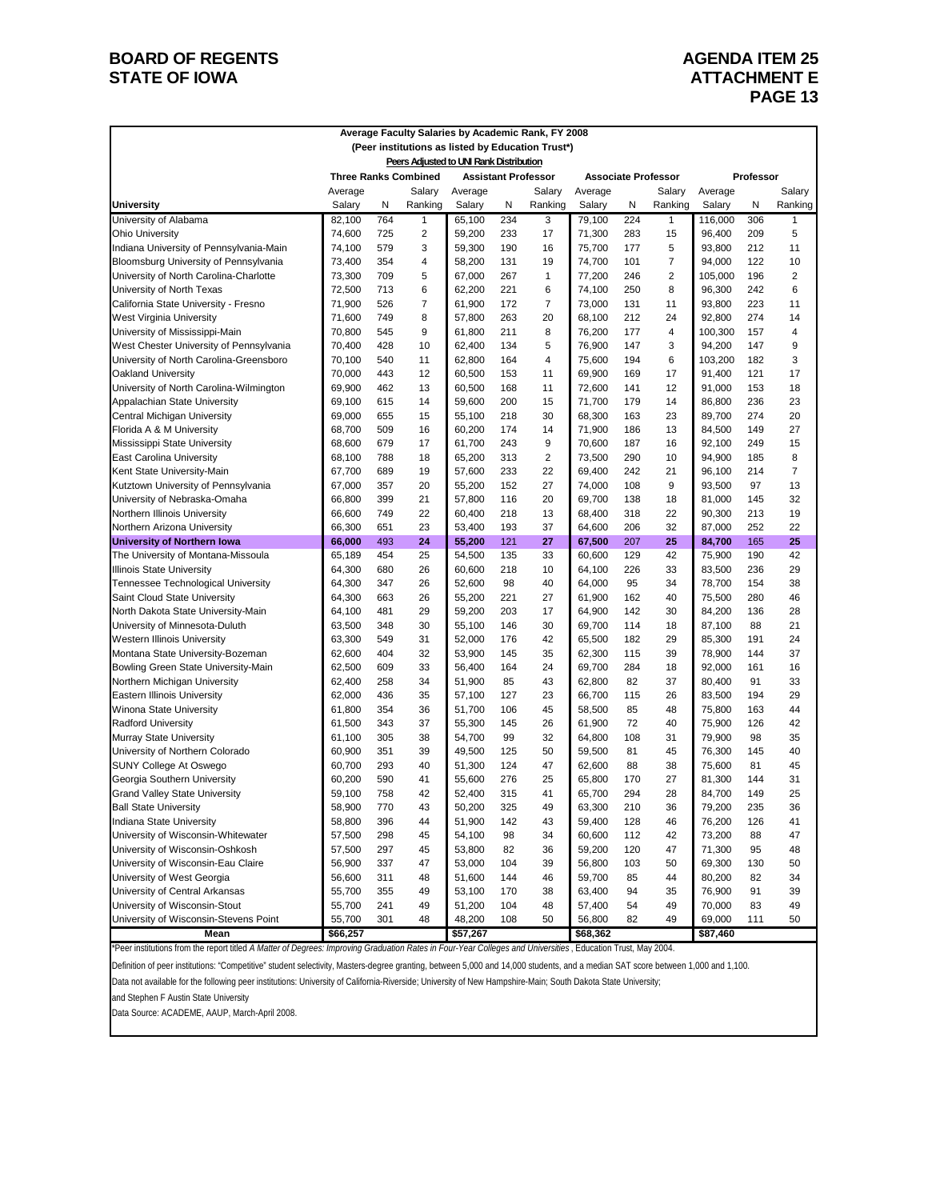BOARD OF REGENTS
STATE OF IOWA

AGENDA ITEM 25
ATTACHMENT E

**Average Faculty Salaries by Academic Rank, FY 2008**
**(Peer institutions as listed by Education Trust*)**
**Peers Adjusted to UNI Rank Distribution**

| | Three Ranks Combined | | | Assistant Professor | | | Associate Professor | | | Professor | | |
|---|---|---|---|---|---|---|---|---|---|---|---|---|
| University | Average Salary | N | Salary Ranking | Average Salary | N | Salary Ranking | Average Salary | N | Salary Ranking | Average Salary | N | Salary Ranking |
| University of Alabama | 82,100 | 764 | 1 | 65,100 | 234 | 3 | 79,100 | 224 | 1 | 116,000 | 306 | 1 |
| Ohio University | 74,600 | 725 | 2 | 59,200 | 233 | 17 | 71,300 | 283 | 15 | 96,400 | 209 | 5 |
| Indiana University of Pennsylvania-Main | 74,100 | 579 | 3 | 59,300 | 190 | 16 | 75,700 | 177 | 5 | 93,800 | 212 | 11 |
| Bloomsburg University of Pennsylvania | 73,400 | 354 | 4 | 58,200 | 131 | 19 | 74,700 | 101 | 7 | 94,000 | 122 | 10 |
| University of North Carolina-Charlotte | 73,300 | 709 | 5 | 67,000 | 267 | 1 | 77,200 | 246 | 2 | 105,000 | 196 | 2 |
| University of North Texas | 72,500 | 713 | 6 | 62,200 | 221 | 6 | 74,100 | 250 | 8 | 96,300 | 242 | 6 |
| California State University - Fresno | 71,900 | 526 | 7 | 61,900 | 172 | 7 | 73,000 | 131 | 11 | 93,800 | 223 | 11 |
| West Virginia University | 71,600 | 749 | 8 | 57,800 | 263 | 20 | 68,100 | 212 | 24 | 92,800 | 274 | 14 |
| University of Mississippi-Main | 70,800 | 545 | 9 | 61,800 | 211 | 8 | 76,200 | 177 | 4 | 100,300 | 157 | 4 |
| West Chester University of Pennsylvania | 70,400 | 428 | 10 | 62,400 | 134 | 5 | 76,900 | 147 | 3 | 94,200 | 147 | 9 |
| University of North Carolina-Greensboro | 70,100 | 540 | 11 | 62,800 | 164 | 4 | 75,600 | 194 | 6 | 103,200 | 182 | 3 |
| Oakland University | 70,000 | 443 | 12 | 60,500 | 153 | 11 | 69,900 | 169 | 17 | 91,400 | 121 | 17 |
| University of North Carolina-Wilmington | 69,900 | 462 | 13 | 60,500 | 168 | 11 | 72,600 | 141 | 12 | 91,000 | 153 | 18 |
| Appalachian State University | 69,100 | 615 | 14 | 59,600 | 200 | 15 | 71,700 | 179 | 14 | 86,800 | 236 | 23 |
| Central Michigan University | 69,000 | 655 | 15 | 55,100 | 218 | 30 | 68,300 | 163 | 23 | 89,700 | 274 | 20 |
| Florida A & M University | 68,700 | 509 | 16 | 60,200 | 174 | 14 | 71,900 | 186 | 13 | 84,500 | 149 | 27 |
| Mississippi State University | 68,600 | 679 | 17 | 61,700 | 243 | 9 | 70,600 | 187 | 16 | 92,100 | 249 | 15 |
| East Carolina University | 68,100 | 788 | 18 | 65,200 | 313 | 2 | 73,500 | 290 | 10 | 94,900 | 185 | 8 |
| Kent State University-Main | 67,700 | 689 | 19 | 57,600 | 233 | 22 | 69,400 | 242 | 21 | 96,100 | 214 | 7 |
| Kutztown University of Pennsylvania | 67,000 | 357 | 20 | 55,200 | 152 | 27 | 74,000 | 108 | 9 | 93,500 | 97 | 13 |
| University of Nebraska-Omaha | 66,800 | 399 | 21 | 57,800 | 116 | 20 | 69,700 | 138 | 18 | 81,000 | 145 | 32 |
| Northern Illinois University | 66,600 | 749 | 22 | 60,400 | 218 | 13 | 68,400 | 318 | 22 | 90,300 | 213 | 19 |
| Northern Arizona University | 66,300 | 651 | 23 | 53,400 | 193 | 37 | 64,600 | 206 | 32 | 87,000 | 252 | 22 |
| **University of Northern Iowa** | **66,000** | **493** | **24** | **55,200** | **121** | **27** | **67,500** | **207** | **25** | **84,700** | **165** | **25** |
| The University of Montana-Missoula | 65,189 | 454 | 25 | 54,500 | 135 | 33 | 60,600 | 129 | 42 | 75,900 | 190 | 42 |
| Illinois State University | 64,300 | 680 | 26 | 60,600 | 218 | 10 | 64,100 | 226 | 33 | 83,500 | 236 | 29 |
| Tennessee Technological University | 64,300 | 347 | 26 | 52,600 | 98 | 40 | 64,000 | 95 | 34 | 78,700 | 154 | 38 |
| Saint Cloud State University | 64,300 | 663 | 26 | 55,200 | 221 | 27 | 61,900 | 162 | 40 | 75,500 | 280 | 46 |
| North Dakota State University-Main | 64,100 | 481 | 29 | 59,200 | 203 | 17 | 64,900 | 142 | 30 | 84,200 | 136 | 28 |
| University of Minnesota-Duluth | 63,500 | 348 | 30 | 55,100 | 146 | 30 | 69,700 | 114 | 18 | 87,100 | 88 | 21 |
| Western Illinois University | 63,300 | 549 | 31 | 52,000 | 176 | 42 | 65,500 | 182 | 29 | 85,300 | 191 | 24 |
| Montana State University-Bozeman | 62,600 | 404 | 32 | 53,900 | 145 | 35 | 62,300 | 115 | 39 | 78,900 | 144 | 37 |
| Bowling Green State University-Main | 62,500 | 609 | 33 | 56,400 | 164 | 24 | 69,700 | 284 | 18 | 92,000 | 161 | 16 |
| Northern Michigan University | 62,400 | 258 | 34 | 51,900 | 85 | 43 | 62,800 | 82 | 37 | 80,400 | 91 | 33 |
| Eastern Illinois University | 62,000 | 436 | 35 | 57,100 | 127 | 23 | 66,700 | 115 | 26 | 83,500 | 194 | 29 |
| Winona State University | 61,800 | 354 | 36 | 51,700 | 106 | 45 | 58,500 | 85 | 48 | 75,800 | 163 | 44 |
| Radford University | 61,500 | 343 | 37 | 55,300 | 145 | 26 | 61,900 | 72 | 40 | 75,900 | 126 | 42 |
| Murray State University | 61,100 | 305 | 38 | 54,700 | 99 | 32 | 64,800 | 108 | 31 | 79,900 | 98 | 35 |
| University of Northern Colorado | 60,900 | 351 | 39 | 49,500 | 125 | 50 | 59,500 | 81 | 45 | 76,300 | 145 | 40 |
| SUNY College At Oswego | 60,700 | 293 | 40 | 51,300 | 124 | 47 | 62,600 | 88 | 38 | 75,600 | 81 | 45 |
| Georgia Southern University | 60,200 | 590 | 41 | 55,600 | 276 | 25 | 65,800 | 170 | 27 | 81,300 | 144 | 31 |
| Grand Valley State University | 59,100 | 758 | 42 | 52,400 | 315 | 41 | 65,700 | 294 | 28 | 84,700 | 149 | 25 |
| Ball State University | 58,900 | 770 | 43 | 50,200 | 325 | 49 | 63,300 | 210 | 36 | 79,200 | 235 | 36 |
| Indiana State University | 58,800 | 396 | 44 | 51,900 | 142 | 43 | 59,400 | 128 | 46 | 76,200 | 126 | 41 |
| University of Wisconsin-Whitewater | 57,500 | 298 | 45 | 54,100 | 98 | 34 | 60,600 | 112 | 42 | 73,200 | 88 | 47 |
| University of Wisconsin-Oshkosh | 57,500 | 297 | 45 | 53,800 | 82 | 36 | 59,200 | 120 | 47 | 71,300 | 95 | 48 |
| University of Wisconsin-Eau Claire | 56,900 | 337 | 47 | 53,000 | 104 | 39 | 56,800 | 103 | 50 | 69,300 | 130 | 50 |
| University of West Georgia | 56,600 | 311 | 48 | 51,600 | 144 | 46 | 59,700 | 85 | 44 | 80,200 | 82 | 34 |
| University of Central Arkansas | 55,700 | 355 | 49 | 53,100 | 170 | 38 | 63,400 | 94 | 35 | 76,900 | 91 | 39 |
| University of Wisconsin-Stout | 55,700 | 241 | 49 | 51,200 | 104 | 48 | 57,400 | 54 | 49 | 70,000 | 83 | 49 |
| University of Wisconsin-Stevens Point | 55,700 | 301 | 48 | 48,200 | 108 | 50 | 56,800 | 82 | 49 | 69,000 | 111 | 50 |
| **Mean** | **$66,257** | | | **$57,267** | | | **$68,362** | | | **$87,460** | | |

*Peer institutions from the report titled *A Matter of Degrees: Improving Graduation Rates in Four-Year Colleges and Universities*, Education Trust, May 2004.

Definition of peer institutions: "Competitive" student selectivity, Masters-degree granting, between 5,000 and 14,000 students, and a median SAT score between 1,000 and 1,100.

Data not available for the following peer institutions: University of California-Riverside; University of New Hampshire-Main; South Dakota State University;
and Stephen F Austin State University

Data Source: ACADEME, AAUP, March-April 2008.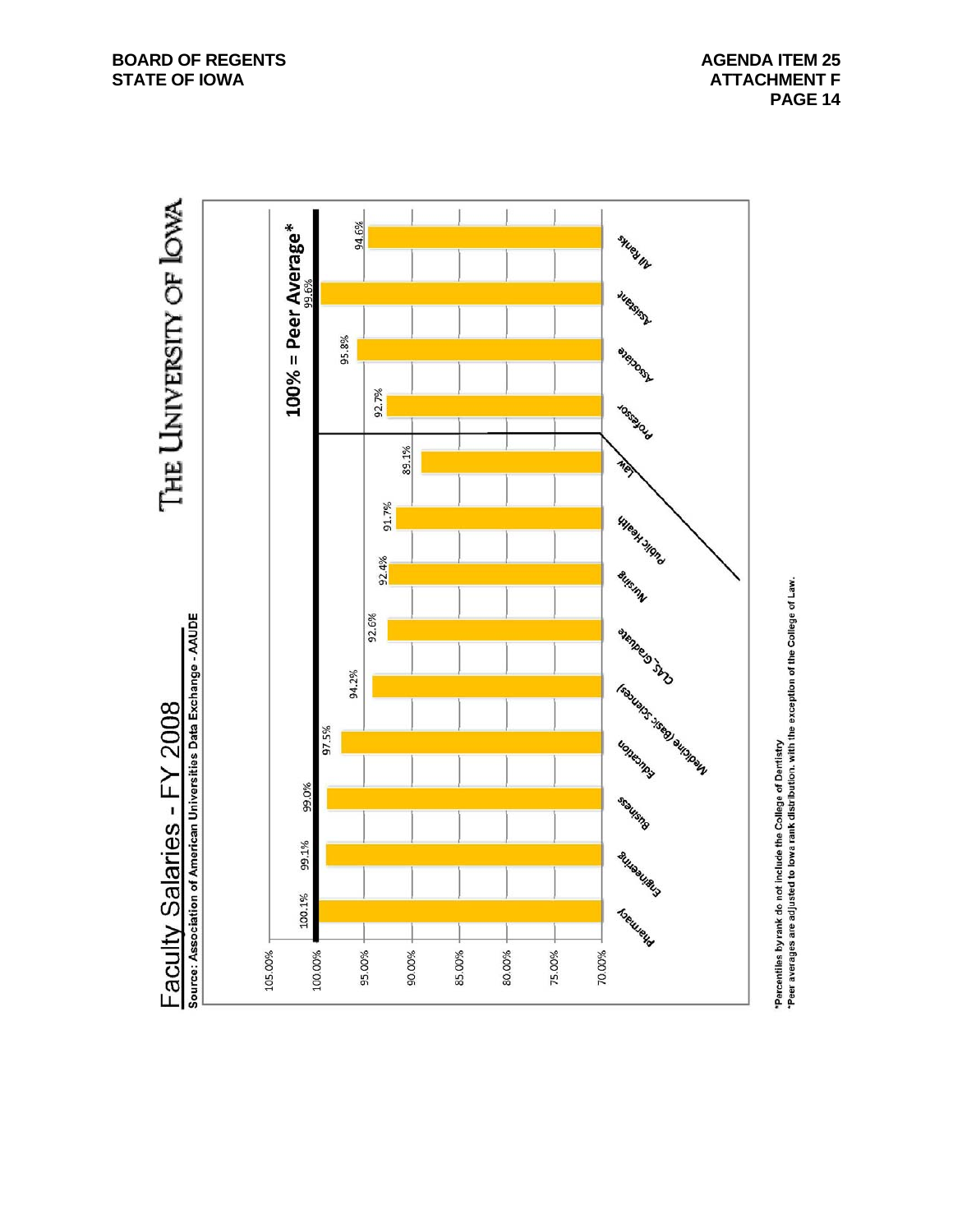# Faculty Salaries - FY 2008

**Source: Association of American Universities Data Exchange - AAUDE**

## THE UNIVERSITY OF IOWA

**100% = Peer Average***

| Category | Percent of Peer Average |
|---|---|
| Pharmacy | 100.1% |
| Engineering | 99.1% |
| Business | 99.0% |
| Education | 97.5% |
| Medicine (Basic Sciences) | 94.2% |
| CLAS, Graduate | 92.6% |
| Nursing | 92.4% |
| Public Health | 91.7% |
| Law | 89.1% |
| Professor | 92.7% |
| Associate | 95.8% |
| Assistant | 99.6% |
| All Ranks | 94.6% |

*Percentiles by rank do not include the College of Dentistry
*Peer averages are adjusted to Iowa rank distribution, with the exception of the College of Law.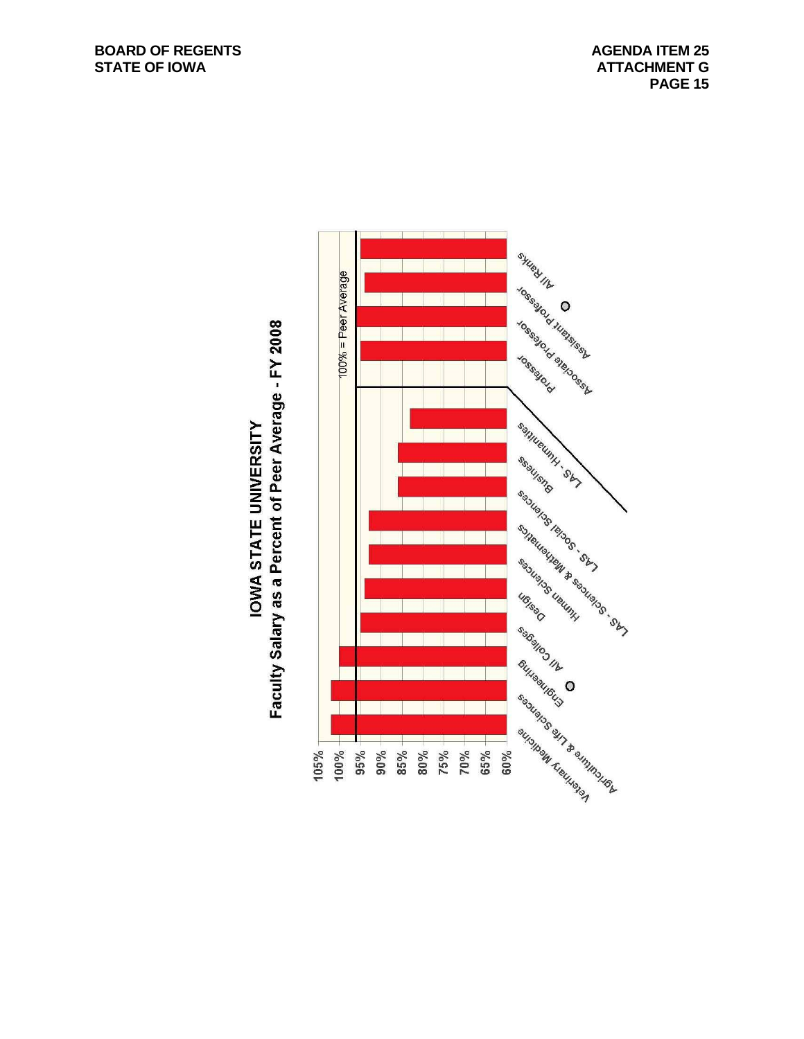## IOWA STATE UNIVERSITY
### Faculty Salary as a Percent of Peer Average - FY 2008

100% = Peer Average

Y-axis: 105%, 100%, 95%, 90%, 85%, 80%, 75%, 70%, 65%, 60%

Categories: Veterinary Medicine, Agriculture & Life Sciences, Engineering, All Colleges, Design, Human Sciences, LAS - Sciences & Mathematics, LAS - Social Sciences, Business, LAS - Humanities, Professor, Associate Professor, Assistant Professor, All Ranks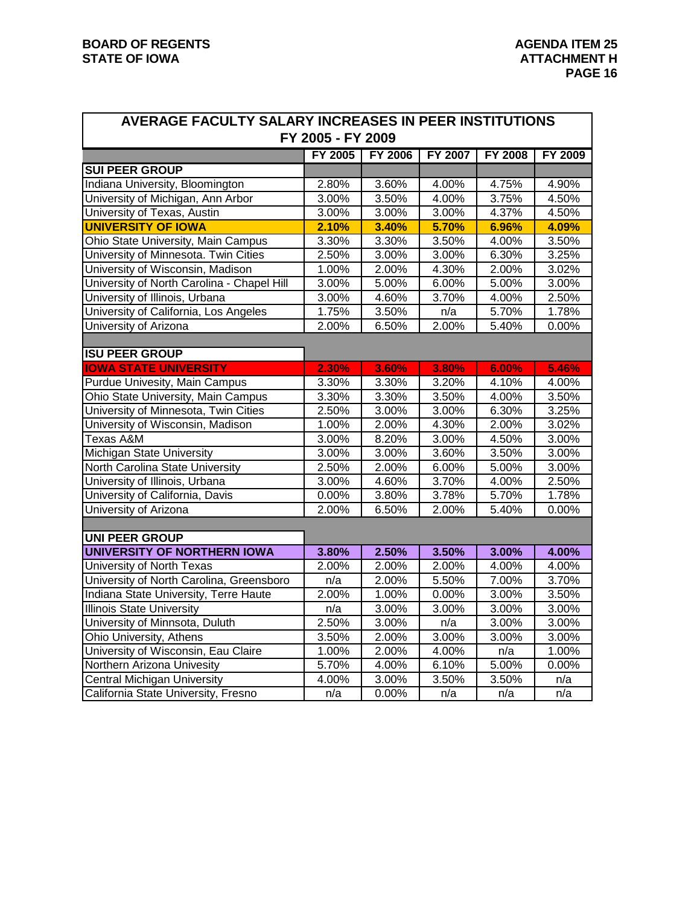## AVERAGE FACULTY SALARY INCREASES IN PEER INSTITUTIONS FY 2005 - FY 2009

| | FY 2005 | FY 2006 | FY 2007 | FY 2008 | FY 2009 |
|---|---|---|---|---|---|
| **SUI PEER GROUP** | | | | | |
| Indiana University, Bloomington | 2.80% | 3.60% | 4.00% | 4.75% | 4.90% |
| University of Michigan, Ann Arbor | 3.00% | 3.50% | 4.00% | 3.75% | 4.50% |
| University of Texas, Austin | 3.00% | 3.00% | 3.00% | 4.37% | 4.50% |
| **UNIVERSITY OF IOWA** | **2.10%** | **3.40%** | **5.70%** | **6.96%** | **4.09%** |
| Ohio State University, Main Campus | 3.30% | 3.30% | 3.50% | 4.00% | 3.50% |
| University of Minnesota. Twin Cities | 2.50% | 3.00% | 3.00% | 6.30% | 3.25% |
| University of Wisconsin, Madison | 1.00% | 2.00% | 4.30% | 2.00% | 3.02% |
| University of North Carolina - Chapel Hill | 3.00% | 5.00% | 6.00% | 5.00% | 3.00% |
| University of Illinois, Urbana | 3.00% | 4.60% | 3.70% | 4.00% | 2.50% |
| University of California, Los Angeles | 1.75% | 3.50% | n/a | 5.70% | 1.78% |
| University of Arizona | 2.00% | 6.50% | 2.00% | 5.40% | 0.00% |
| **ISU PEER GROUP** | | | | | |
| **IOWA STATE UNIVERSITY** | **2.30%** | **3.60%** | **3.80%** | **6.00%** | **5.46%** |
| Purdue Univesity, Main Campus | 3.30% | 3.30% | 3.20% | 4.10% | 4.00% |
| Ohio State University, Main Campus | 3.30% | 3.30% | 3.50% | 4.00% | 3.50% |
| University of Minnesota, Twin Cities | 2.50% | 3.00% | 3.00% | 6.30% | 3.25% |
| University of Wisconsin, Madison | 1.00% | 2.00% | 4.30% | 2.00% | 3.02% |
| Texas A&M | 3.00% | 8.20% | 3.00% | 4.50% | 3.00% |
| Michigan State University | 3.00% | 3.00% | 3.60% | 3.50% | 3.00% |
| North Carolina State University | 2.50% | 2.00% | 6.00% | 5.00% | 3.00% |
| University of Illinois, Urbana | 3.00% | 4.60% | 3.70% | 4.00% | 2.50% |
| University of California, Davis | 0.00% | 3.80% | 3.78% | 5.70% | 1.78% |
| University of Arizona | 2.00% | 6.50% | 2.00% | 5.40% | 0.00% |
| **UNI PEER GROUP** | | | | | |
| **UNIVERSITY OF NORTHERN IOWA** | **3.80%** | **2.50%** | **3.50%** | **3.00%** | **4.00%** |
| University of North Texas | 2.00% | 2.00% | 2.00% | 4.00% | 4.00% |
| University of North Carolina, Greensboro | n/a | 2.00% | 5.50% | 7.00% | 3.70% |
| Indiana State University, Terre Haute | 2.00% | 1.00% | 0.00% | 3.00% | 3.50% |
| Illinois State University | n/a | 3.00% | 3.00% | 3.00% | 3.00% |
| University of Minnsota, Duluth | 2.50% | 3.00% | n/a | 3.00% | 3.00% |
| Ohio University, Athens | 3.50% | 2.00% | 3.00% | 3.00% | 3.00% |
| University of Wisconsin, Eau Claire | 1.00% | 2.00% | 4.00% | n/a | 1.00% |
| Northern Arizona Univesity | 5.70% | 4.00% | 6.10% | 5.00% | 0.00% |
| Central Michigan University | 4.00% | 3.00% | 3.50% | 3.50% | n/a |
| California State University, Fresno | n/a | 0.00% | n/a | n/a | n/a |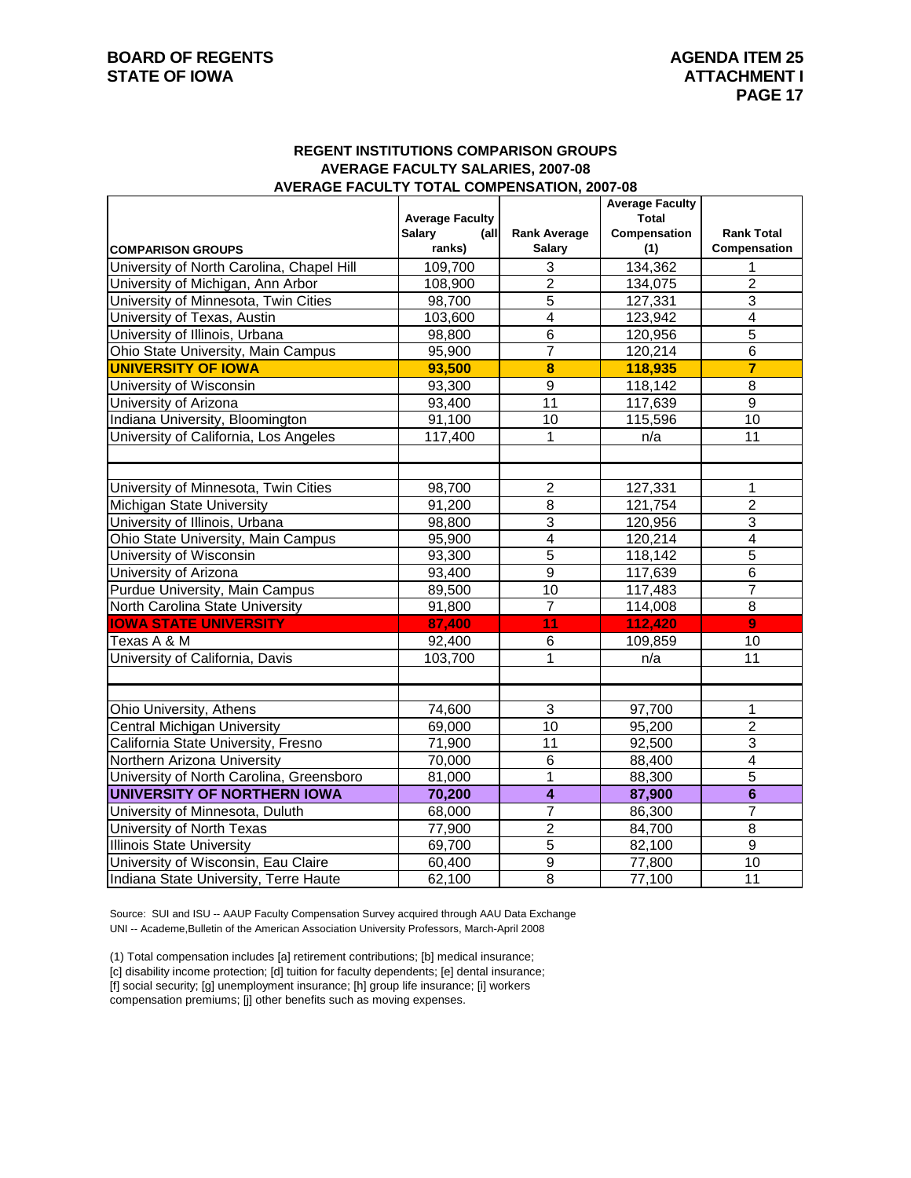# REGENT INSTITUTIONS COMPARISON GROUPS
## AVERAGE FACULTY SALARIES, 2007-08
## AVERAGE FACULTY TOTAL COMPENSATION, 2007-08

| COMPARISON GROUPS | Average Faculty Salary (all ranks) | Rank Average Salary | Average Faculty Total Compensation (1) | Rank Total Compensation |
|---|---|---|---|---|
| University of North Carolina, Chapel Hill | 109,700 | 3 | 134,362 | 1 |
| University of Michigan, Ann Arbor | 108,900 | 2 | 134,075 | 2 |
| University of Minnesota, Twin Cities | 98,700 | 5 | 127,331 | 3 |
| University of Texas, Austin | 103,600 | 4 | 123,942 | 4 |
| University of Illinois, Urbana | 98,800 | 6 | 120,956 | 5 |
| Ohio State University, Main Campus | 95,900 | 7 | 120,214 | 6 |
| **UNIVERSITY OF IOWA** | **93,500** | **8** | **118,935** | **7** |
| University of Wisconsin | 93,300 | 9 | 118,142 | 8 |
| University of Arizona | 93,400 | 11 | 117,639 | 9 |
| Indiana University, Bloomington | 91,100 | 10 | 115,596 | 10 |
| University of California, Los Angeles | 117,400 | 1 | n/a | 11 |
| | | | | |
| University of Minnesota, Twin Cities | 98,700 | 2 | 127,331 | 1 |
| Michigan State University | 91,200 | 8 | 121,754 | 2 |
| University of Illinois, Urbana | 98,800 | 3 | 120,956 | 3 |
| Ohio State University, Main Campus | 95,900 | 4 | 120,214 | 4 |
| University of Wisconsin | 93,300 | 5 | 118,142 | 5 |
| University of Arizona | 93,400 | 9 | 117,639 | 6 |
| Purdue University, Main Campus | 89,500 | 10 | 117,483 | 7 |
| North Carolina State University | 91,800 | 7 | 114,008 | 8 |
| **IOWA STATE UNIVERSITY** | **87,400** | **11** | **112,420** | **9** |
| Texas A & M | 92,400 | 6 | 109,859 | 10 |
| University of California, Davis | 103,700 | 1 | n/a | 11 |
| | | | | |
| Ohio University, Athens | 74,600 | 3 | 97,700 | 1 |
| Central Michigan University | 69,000 | 10 | 95,200 | 2 |
| California State University, Fresno | 71,900 | 11 | 92,500 | 3 |
| Northern Arizona University | 70,000 | 6 | 88,400 | 4 |
| University of North Carolina, Greensboro | 81,000 | 1 | 88,300 | 5 |
| **UNIVERSITY OF NORTHERN IOWA** | **70,200** | **4** | **87,900** | **6** |
| University of Minnesota, Duluth | 68,000 | 7 | 86,300 | 7 |
| University of North Texas | 77,900 | 2 | 84,700 | 8 |
| Illinois State University | 69,700 | 5 | 82,100 | 9 |
| University of Wisconsin, Eau Claire | 60,400 | 9 | 77,800 | 10 |
| Indiana State University, Terre Haute | 62,100 | 8 | 77,100 | 11 |

Source: SUI and ISU -- AAUP Faculty Compensation Survey acquired through AAU Data Exchange
UNI -- Academe,Bulletin of the American Association University Professors, March-April 2008

(1) Total compensation includes [a] retirement contributions; [b] medical insurance; [c] disability income protection; [d] tuition for faculty dependents; [e] dental insurance; [f] social security; [g] unemployment insurance; [h] group life insurance; [i] workers compensation premiums; [j] other benefits such as moving expenses.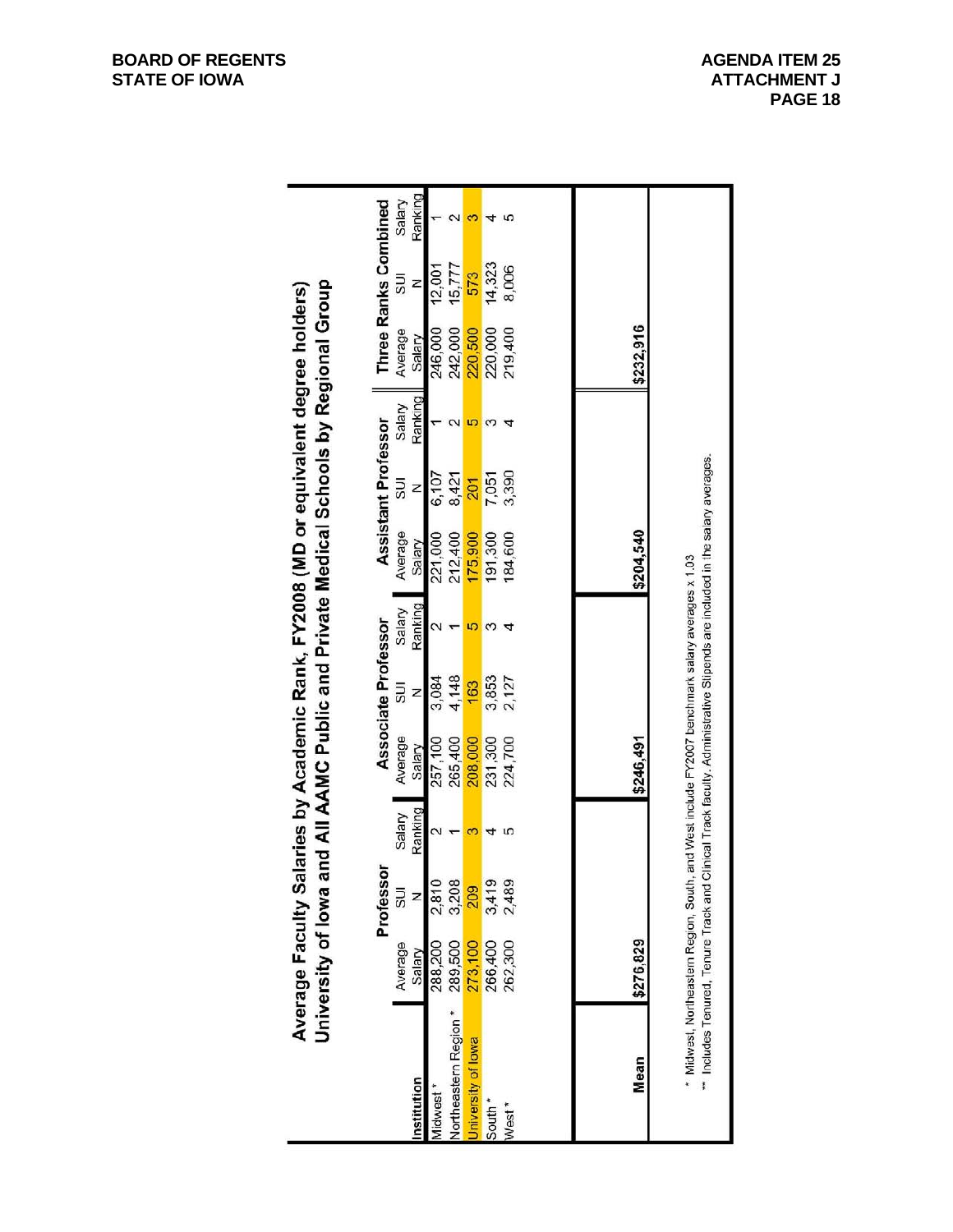## Average Faculty Salaries by Academic Rank, FY2008 (MD or equivalent degree holders)
## University of Iowa and All AAMC Public and Private Medical Schools by Regional Group

| Institution | Professor | | | Associate Professor | | | Assistant Professor | | | Three Ranks Combined | | |
|---|---|---|---|---|---|---|---|---|---|---|---|---|
| | Average Salary | SUI N | Salary Ranking | Average Salary | SUI N | Salary Ranking | Average Salary | SUI N | Salary Ranking | Average Salary | SUI N | Salary Ranking |
| Midwest * | 288,200 | 2,810 | 2 | 257,100 | 3,084 | 2 | 221,000 | 6,107 | 1 | 246,000 | 12,001 | 1 |
| Northeastern Region * | 289,500 | 3,208 | 1 | 265,400 | 4,148 | 1 | 212,400 | 8,421 | 2 | 242,000 | 15,777 | 2 |
| University of Iowa | 273,100 | 209 | 3 | 208,000 | 163 | 5 | 175,900 | 201 | 5 | 220,500 | 573 | 3 |
| South * | 266,400 | 3,419 | 4 | 231,300 | 3,853 | 3 | 191,300 | 7,051 | 3 | 220,000 | 14,323 | 4 |
| West * | 262,300 | 2,489 | 5 | 224,700 | 2,127 | 4 | 184,600 | 3,390 | 4 | 219,400 | 8,006 | 5 |
| **Mean** | $276,829 | | | $246,491 | | | $204,540 | | | $232,916 | | |

\* Midwest, Northeastern Region, South, and West include FY2007 benchmark salary averages x 1.03

\** Includes Tenured, Tenure Track and Clinical Track faculty. Administrative Stipends are included in the salary averages.